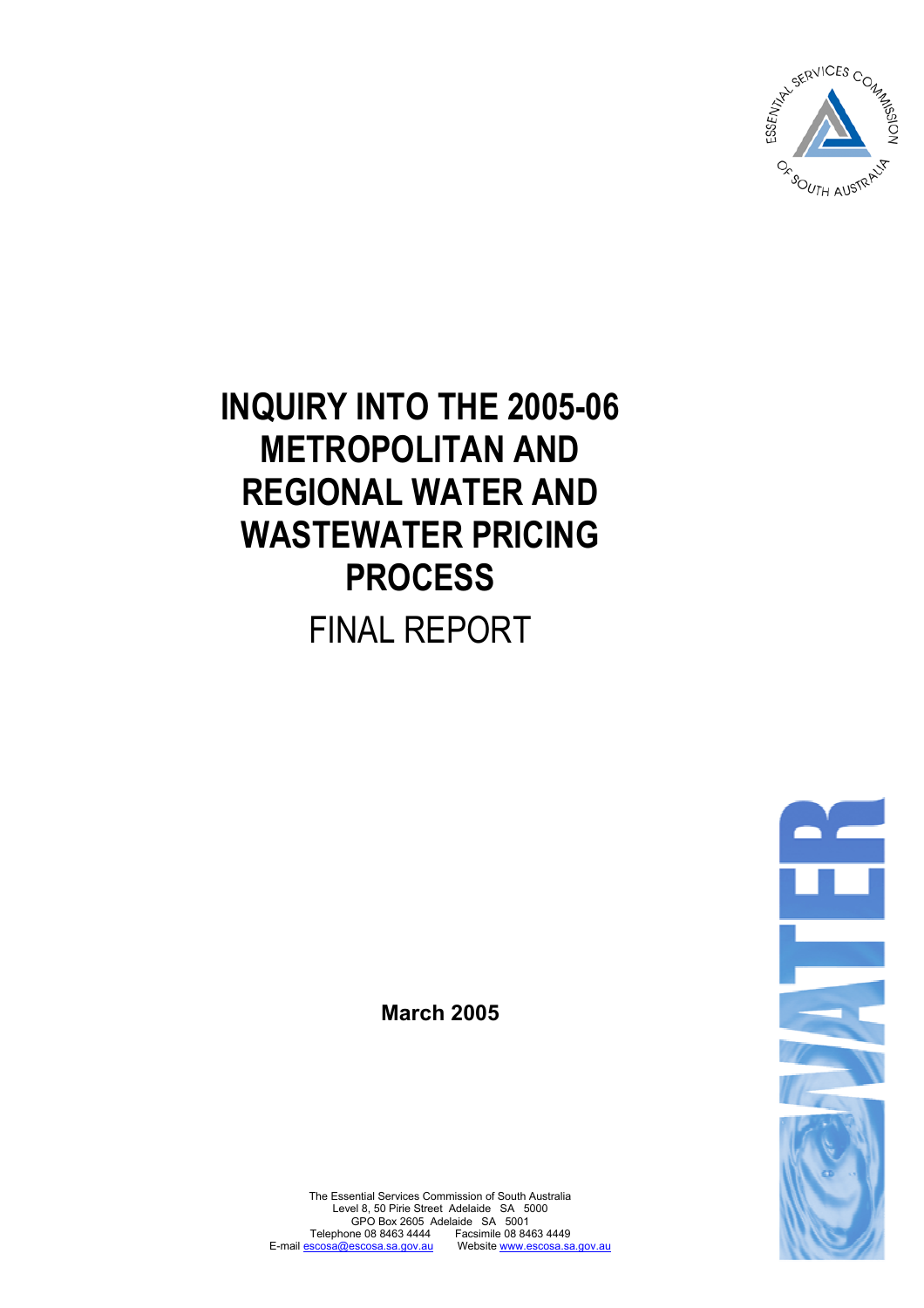# INQUIRY INTO THE 2005-06 METROPOLITAN AND REGIONAL WATER AND WASTEWATER PRICING PROCESS

FINAL REPORT

**March 2005**

The Essential Services Commission of South Australia
Level 8, 50 Pirie Street Adelaide SA 5000
GPO Box 2605 Adelaide SA 5001
Telephone 08 8463 4444 Facsimile 08 8463 4449
E-mail escosa@escosa.sa.gov.au Website www.escosa.sa.gov.au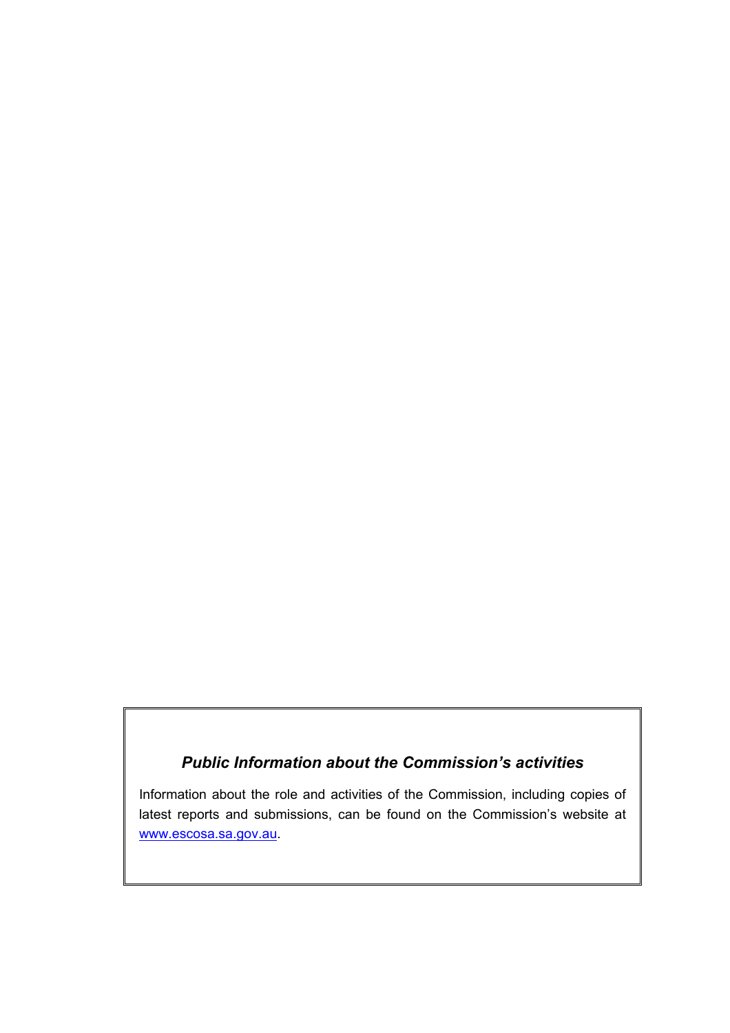### *Public Information about the Commission's activities*

Information about the role and activities of the Commission, including copies of latest reports and submissions, can be found on the Commission's website at [www.escosa.sa.gov.au](http://www.escosa.sa.gov.au).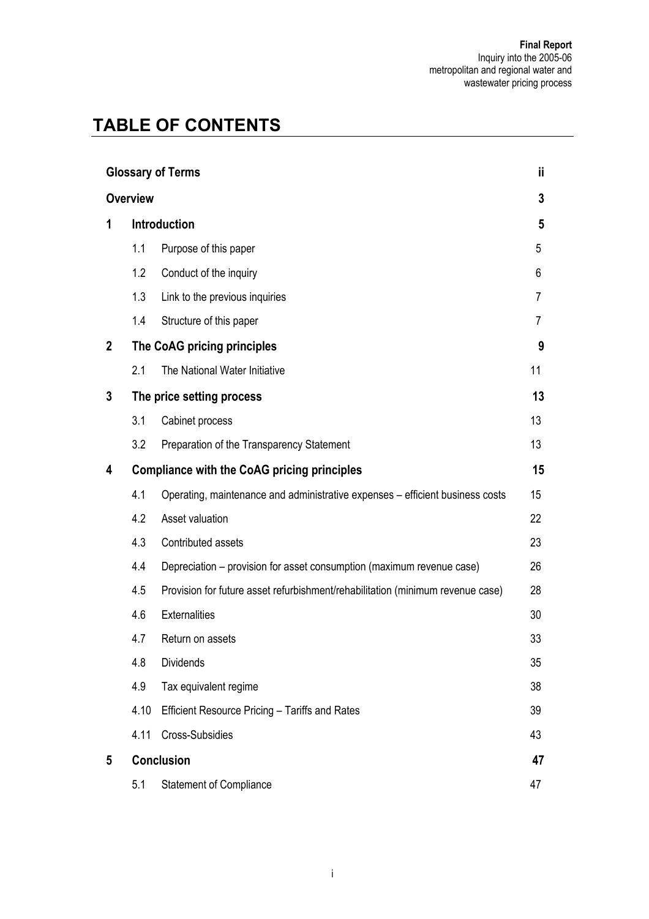# TABLE OF CONTENTS

| | | | |
|---|---|---|---|
| **Glossary of Terms** | | | **ii** |
| **Overview** | | | **3** |
| **1** | **Introduction** | | **5** |
| | 1.1 | Purpose of this paper | 5 |
| | 1.2 | Conduct of the inquiry | 6 |
| | 1.3 | Link to the previous inquiries | 7 |
| | 1.4 | Structure of this paper | 7 |
| **2** | **The CoAG pricing principles** | | **9** |
| | 2.1 | The National Water Initiative | 11 |
| **3** | **The price setting process** | | **13** |
| | 3.1 | Cabinet process | 13 |
| | 3.2 | Preparation of the Transparency Statement | 13 |
| **4** | **Compliance with the CoAG pricing principles** | | **15** |
| | 4.1 | Operating, maintenance and administrative expenses – efficient business costs | 15 |
| | 4.2 | Asset valuation | 22 |
| | 4.3 | Contributed assets | 23 |
| | 4.4 | Depreciation – provision for asset consumption (maximum revenue case) | 26 |
| | 4.5 | Provision for future asset refurbishment/rehabilitation (minimum revenue case) | 28 |
| | 4.6 | Externalities | 30 |
| | 4.7 | Return on assets | 33 |
| | 4.8 | Dividends | 35 |
| | 4.9 | Tax equivalent regime | 38 |
| | 4.10 | Efficient Resource Pricing – Tariffs and Rates | 39 |
| | 4.11 | Cross-Subsidies | 43 |
| **5** | **Conclusion** | | **47** |
| | 5.1 | Statement of Compliance | 47 |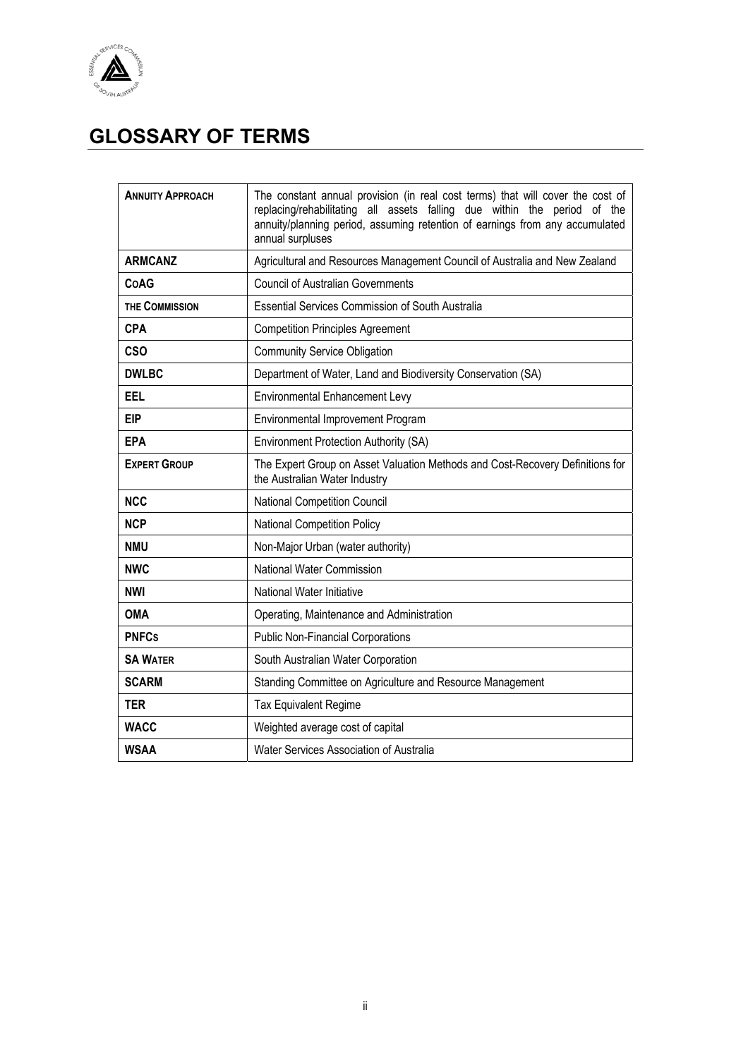# GLOSSARY OF TERMS

| | |
|---|---|
| **ANNUITY APPROACH** | The constant annual provision (in real cost terms) that will cover the cost of replacing/rehabilitating all assets falling due within the period of the annuity/planning period, assuming retention of earnings from any accumulated annual surpluses |
| **ARMCANZ** | Agricultural and Resources Management Council of Australia and New Zealand |
| **COAG** | Council of Australian Governments |
| **THE COMMISSION** | Essential Services Commission of South Australia |
| **CPA** | Competition Principles Agreement |
| **CSO** | Community Service Obligation |
| **DWLBC** | Department of Water, Land and Biodiversity Conservation (SA) |
| **EEL** | Environmental Enhancement Levy |
| **EIP** | Environmental Improvement Program |
| **EPA** | Environment Protection Authority (SA) |
| **EXPERT GROUP** | The Expert Group on Asset Valuation Methods and Cost-Recovery Definitions for the Australian Water Industry |
| **NCC** | National Competition Council |
| **NCP** | National Competition Policy |
| **NMU** | Non-Major Urban (water authority) |
| **NWC** | National Water Commission |
| **NWI** | National Water Initiative |
| **OMA** | Operating, Maintenance and Administration |
| **PNFCS** | Public Non-Financial Corporations |
| **SA WATER** | South Australian Water Corporation |
| **SCARM** | Standing Committee on Agriculture and Resource Management |
| **TER** | Tax Equivalent Regime |
| **WACC** | Weighted average cost of capital |
| **WSAA** | Water Services Association of Australia |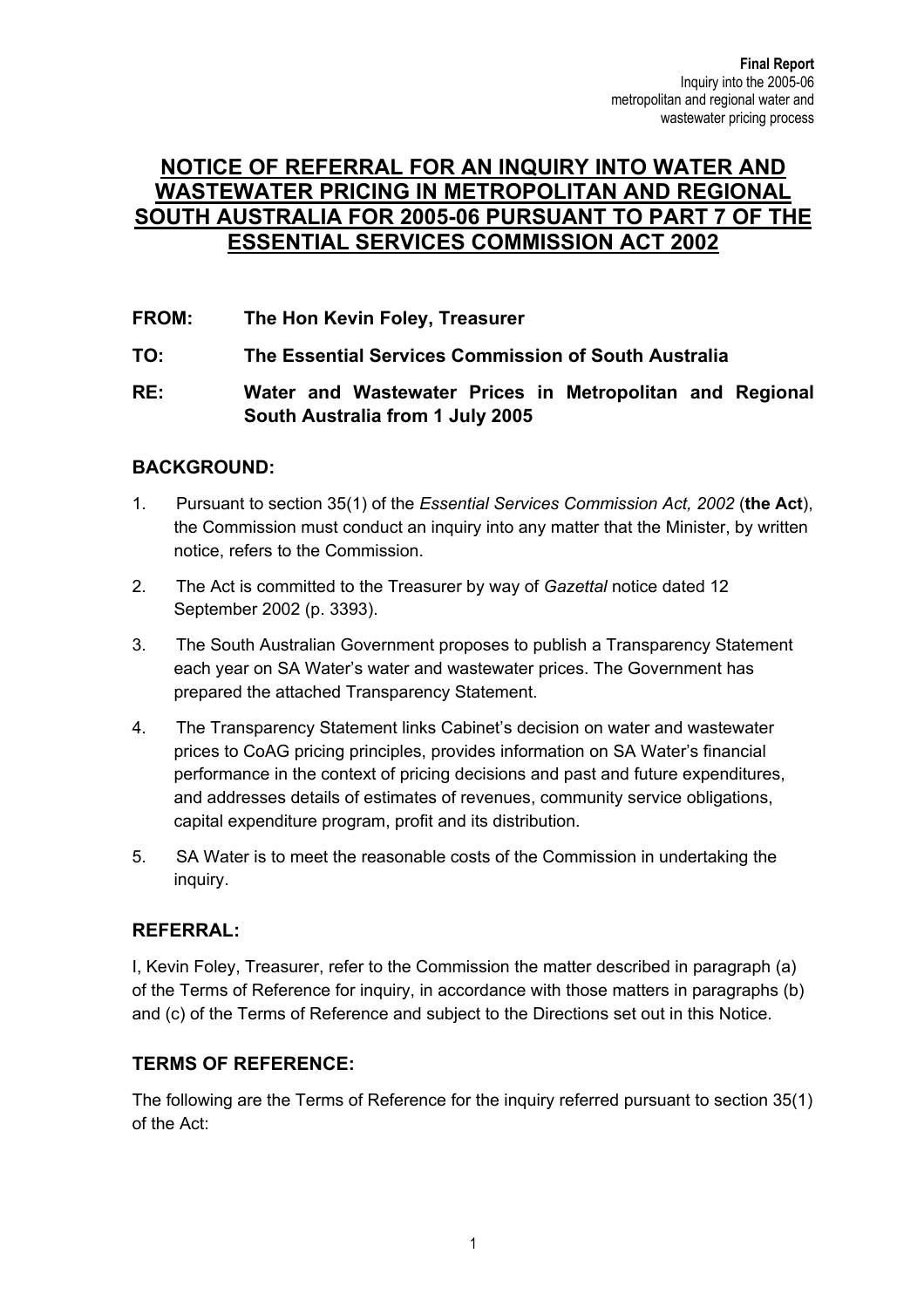# NOTICE OF REFERRAL FOR AN INQUIRY INTO WATER AND WASTEWATER PRICING IN METROPOLITAN AND REGIONAL SOUTH AUSTRALIA FOR 2005-06 PURSUANT TO PART 7 OF THE ESSENTIAL SERVICES COMMISSION ACT 2002

**FROM:** **The Hon Kevin Foley, Treasurer**

**TO:** **The Essential Services Commission of South Australia**

**RE:** **Water and Wastewater Prices in Metropolitan and Regional South Australia from 1 July 2005**

## BACKGROUND:

1. Pursuant to section 35(1) of the *Essential Services Commission Act, 2002* (**the Act**), the Commission must conduct an inquiry into any matter that the Minister, by written notice, refers to the Commission.
2. The Act is committed to the Treasurer by way of *Gazettal* notice dated 12 September 2002 (p. 3393).
3. The South Australian Government proposes to publish a Transparency Statement each year on SA Water's water and wastewater prices. The Government has prepared the attached Transparency Statement.
4. The Transparency Statement links Cabinet's decision on water and wastewater prices to CoAG pricing principles, provides information on SA Water's financial performance in the context of pricing decisions and past and future expenditures, and addresses details of estimates of revenues, community service obligations, capital expenditure program, profit and its distribution.
5. SA Water is to meet the reasonable costs of the Commission in undertaking the inquiry.

## REFERRAL:

I, Kevin Foley, Treasurer, refer to the Commission the matter described in paragraph (a) of the Terms of Reference for inquiry, in accordance with those matters in paragraphs (b) and (c) of the Terms of Reference and subject to the Directions set out in this Notice.

## TERMS OF REFERENCE:

The following are the Terms of Reference for the inquiry referred pursuant to section 35(1) of the Act: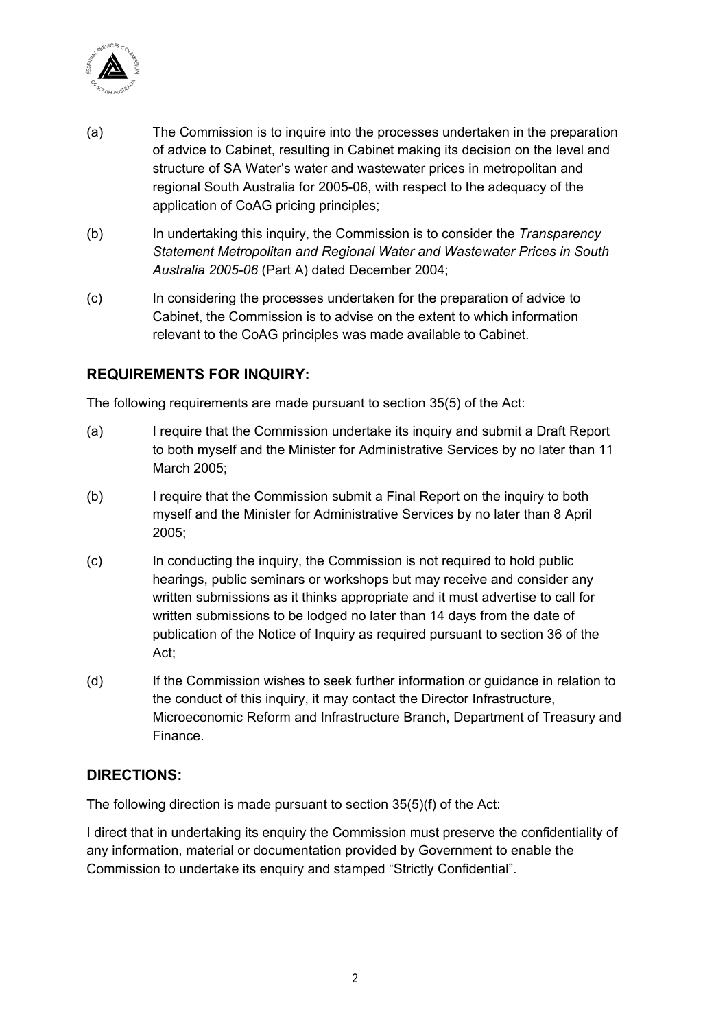(a) The Commission is to inquire into the processes undertaken in the preparation of advice to Cabinet, resulting in Cabinet making its decision on the level and structure of SA Water's water and wastewater prices in metropolitan and regional South Australia for 2005-06, with respect to the adequacy of the application of CoAG pricing principles;

(b) In undertaking this inquiry, the Commission is to consider the *Transparency Statement Metropolitan and Regional Water and Wastewater Prices in South Australia 2005-06* (Part A) dated December 2004;

(c) In considering the processes undertaken for the preparation of advice to Cabinet, the Commission is to advise on the extent to which information relevant to the CoAG principles was made available to Cabinet.

## REQUIREMENTS FOR INQUIRY:

The following requirements are made pursuant to section 35(5) of the Act:

(a) I require that the Commission undertake its inquiry and submit a Draft Report to both myself and the Minister for Administrative Services by no later than 11 March 2005;

(b) I require that the Commission submit a Final Report on the inquiry to both myself and the Minister for Administrative Services by no later than 8 April 2005;

(c) In conducting the inquiry, the Commission is not required to hold public hearings, public seminars or workshops but may receive and consider any written submissions as it thinks appropriate and it must advertise to call for written submissions to be lodged no later than 14 days from the date of publication of the Notice of Inquiry as required pursuant to section 36 of the Act;

(d) If the Commission wishes to seek further information or guidance in relation to the conduct of this inquiry, it may contact the Director Infrastructure, Microeconomic Reform and Infrastructure Branch, Department of Treasury and Finance.

## DIRECTIONS:

The following direction is made pursuant to section 35(5)(f) of the Act:

I direct that in undertaking its enquiry the Commission must preserve the confidentiality of any information, material or documentation provided by Government to enable the Commission to undertake its enquiry and stamped "Strictly Confidential".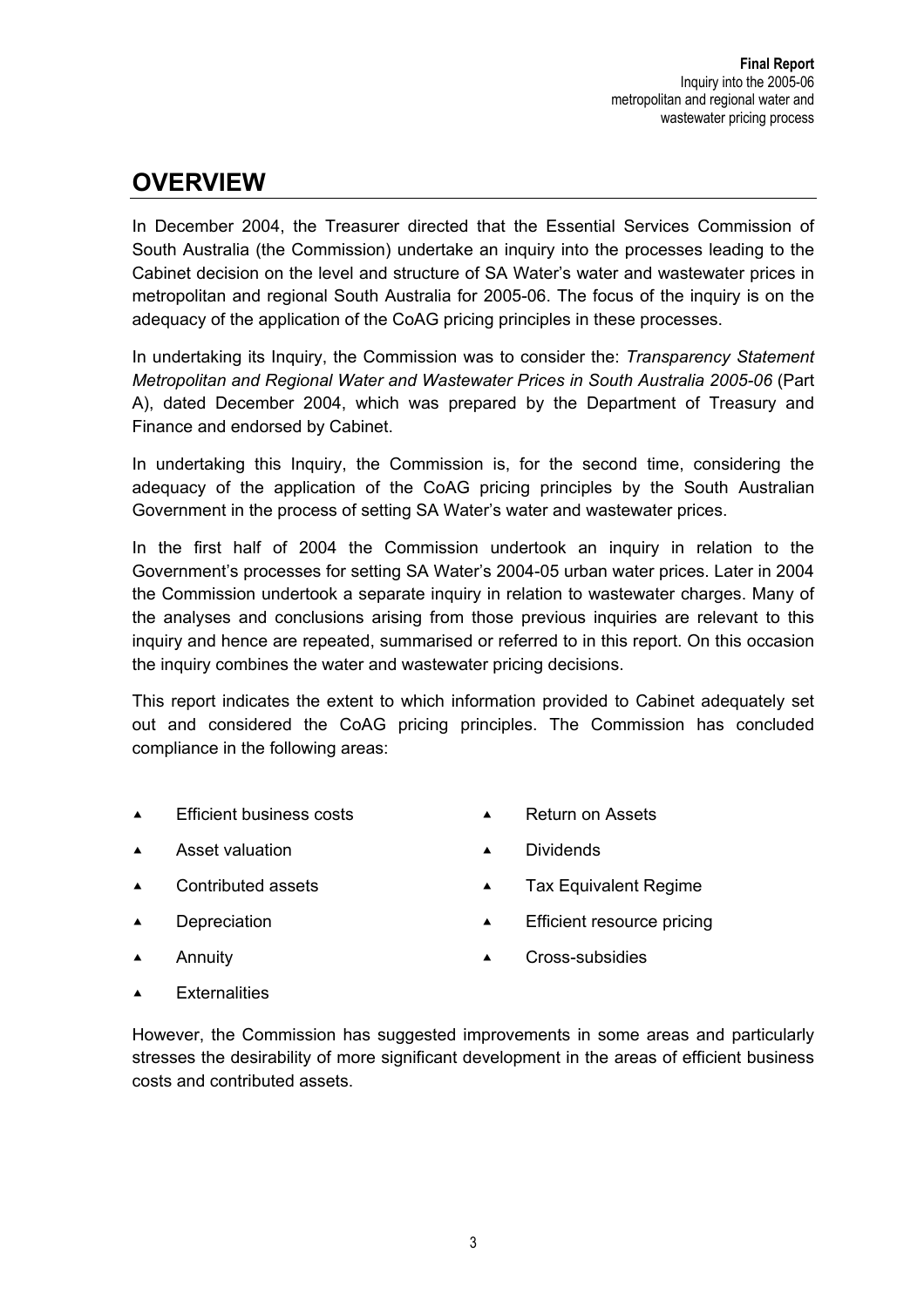# OVERVIEW

In December 2004, the Treasurer directed that the Essential Services Commission of South Australia (the Commission) undertake an inquiry into the processes leading to the Cabinet decision on the level and structure of SA Water's water and wastewater prices in metropolitan and regional South Australia for 2005-06. The focus of the inquiry is on the adequacy of the application of the CoAG pricing principles in these processes.

In undertaking its Inquiry, the Commission was to consider the: *Transparency Statement Metropolitan and Regional Water and Wastewater Prices in South Australia 2005-06* (Part A), dated December 2004, which was prepared by the Department of Treasury and Finance and endorsed by Cabinet.

In undertaking this Inquiry, the Commission is, for the second time, considering the adequacy of the application of the CoAG pricing principles by the South Australian Government in the process of setting SA Water's water and wastewater prices.

In the first half of 2004 the Commission undertook an inquiry in relation to the Government's processes for setting SA Water's 2004-05 urban water prices. Later in 2004 the Commission undertook a separate inquiry in relation to wastewater charges. Many of the analyses and conclusions arising from those previous inquiries are relevant to this inquiry and hence are repeated, summarised or referred to in this report. On this occasion the inquiry combines the water and wastewater pricing decisions.

This report indicates the extent to which information provided to Cabinet adequately set out and considered the CoAG pricing principles. The Commission has concluded compliance in the following areas:

- Efficient business costs
- Asset valuation
- Contributed assets
- Depreciation
- Annuity
- Externalities
- Return on Assets
- Dividends
- Tax Equivalent Regime
- Efficient resource pricing
- Cross-subsidies

However, the Commission has suggested improvements in some areas and particularly stresses the desirability of more significant development in the areas of efficient business costs and contributed assets.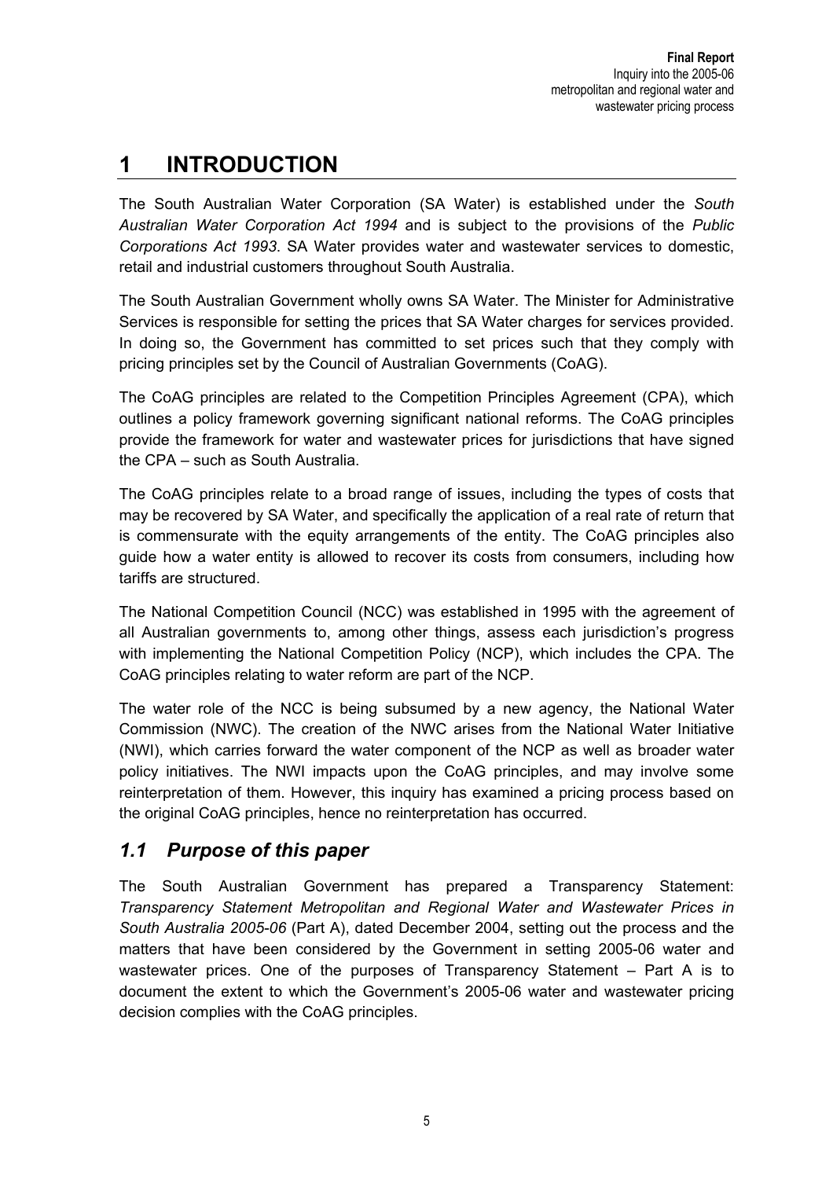# 1 INTRODUCTION

The South Australian Water Corporation (SA Water) is established under the *South Australian Water Corporation Act 1994* and is subject to the provisions of the *Public Corporations Act 1993*. SA Water provides water and wastewater services to domestic, retail and industrial customers throughout South Australia.

The South Australian Government wholly owns SA Water. The Minister for Administrative Services is responsible for setting the prices that SA Water charges for services provided. In doing so, the Government has committed to set prices such that they comply with pricing principles set by the Council of Australian Governments (CoAG).

The CoAG principles are related to the Competition Principles Agreement (CPA), which outlines a policy framework governing significant national reforms. The CoAG principles provide the framework for water and wastewater prices for jurisdictions that have signed the CPA – such as South Australia.

The CoAG principles relate to a broad range of issues, including the types of costs that may be recovered by SA Water, and specifically the application of a real rate of return that is commensurate with the equity arrangements of the entity. The CoAG principles also guide how a water entity is allowed to recover its costs from consumers, including how tariffs are structured.

The National Competition Council (NCC) was established in 1995 with the agreement of all Australian governments to, among other things, assess each jurisdiction's progress with implementing the National Competition Policy (NCP), which includes the CPA. The CoAG principles relating to water reform are part of the NCP.

The water role of the NCC is being subsumed by a new agency, the National Water Commission (NWC). The creation of the NWC arises from the National Water Initiative (NWI), which carries forward the water component of the NCP as well as broader water policy initiatives. The NWI impacts upon the CoAG principles, and may involve some reinterpretation of them. However, this inquiry has examined a pricing process based on the original CoAG principles, hence no reinterpretation has occurred.

## *1.1 Purpose of this paper*

The South Australian Government has prepared a Transparency Statement: *Transparency Statement Metropolitan and Regional Water and Wastewater Prices in South Australia 2005-06* (Part A), dated December 2004, setting out the process and the matters that have been considered by the Government in setting 2005-06 water and wastewater prices. One of the purposes of Transparency Statement – Part A is to document the extent to which the Government's 2005-06 water and wastewater pricing decision complies with the CoAG principles.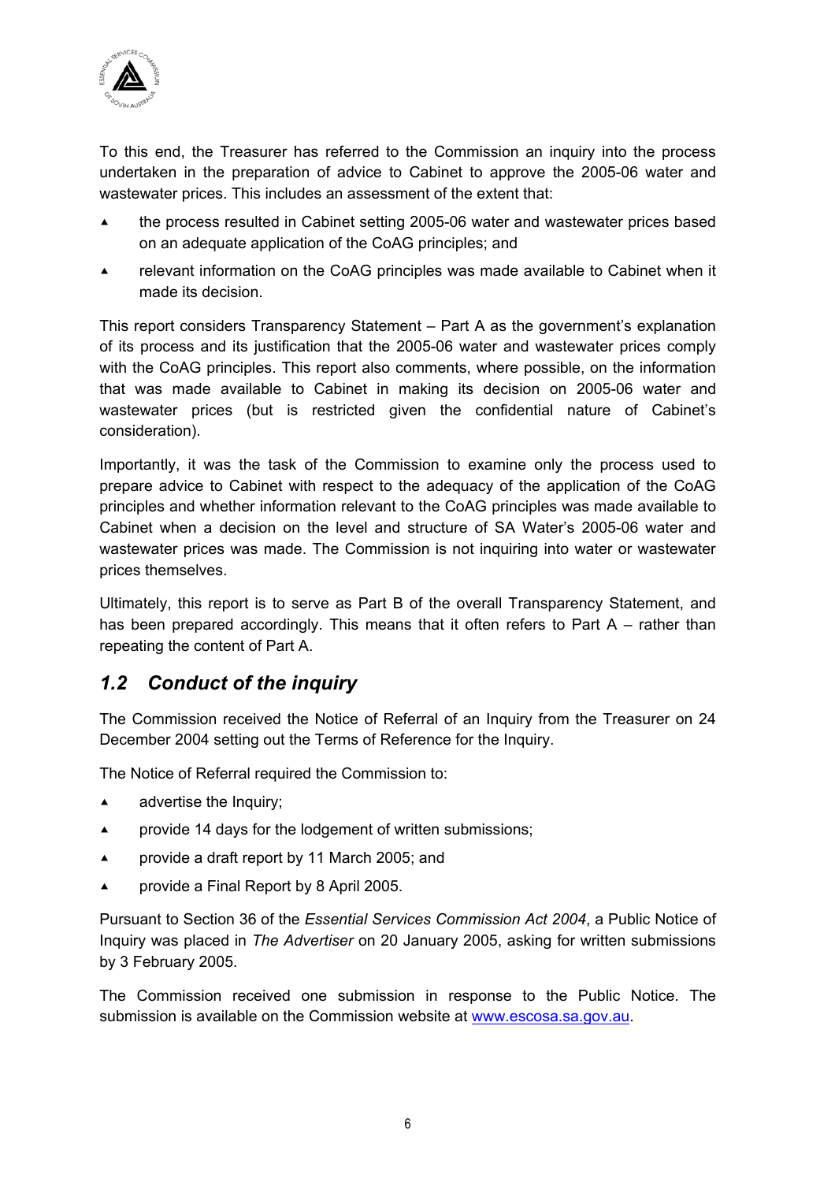To this end, the Treasurer has referred to the Commission an inquiry into the process undertaken in the preparation of advice to Cabinet to approve the 2005-06 water and wastewater prices. This includes an assessment of the extent that:

- the process resulted in Cabinet setting 2005-06 water and wastewater prices based on an adequate application of the CoAG principles; and
- relevant information on the CoAG principles was made available to Cabinet when it made its decision.

This report considers Transparency Statement – Part A as the government's explanation of its process and its justification that the 2005-06 water and wastewater prices comply with the CoAG principles. This report also comments, where possible, on the information that was made available to Cabinet in making its decision on 2005-06 water and wastewater prices (but is restricted given the confidential nature of Cabinet's consideration).

Importantly, it was the task of the Commission to examine only the process used to prepare advice to Cabinet with respect to the adequacy of the application of the CoAG principles and whether information relevant to the CoAG principles was made available to Cabinet when a decision on the level and structure of SA Water's 2005-06 water and wastewater prices was made. The Commission is not inquiring into water or wastewater prices themselves.

Ultimately, this report is to serve as Part B of the overall Transparency Statement, and has been prepared accordingly. This means that it often refers to Part A – rather than repeating the content of Part A.

## *1.2 Conduct of the inquiry*

The Commission received the Notice of Referral of an Inquiry from the Treasurer on 24 December 2004 setting out the Terms of Reference for the Inquiry.

The Notice of Referral required the Commission to:

- advertise the Inquiry;
- provide 14 days for the lodgement of written submissions;
- provide a draft report by 11 March 2005; and
- provide a Final Report by 8 April 2005.

Pursuant to Section 36 of the *Essential Services Commission Act 2004*, a Public Notice of Inquiry was placed in *The Advertiser* on 20 January 2005, asking for written submissions by 3 February 2005.

The Commission received one submission in response to the Public Notice. The submission is available on the Commission website at www.escosa.sa.gov.au.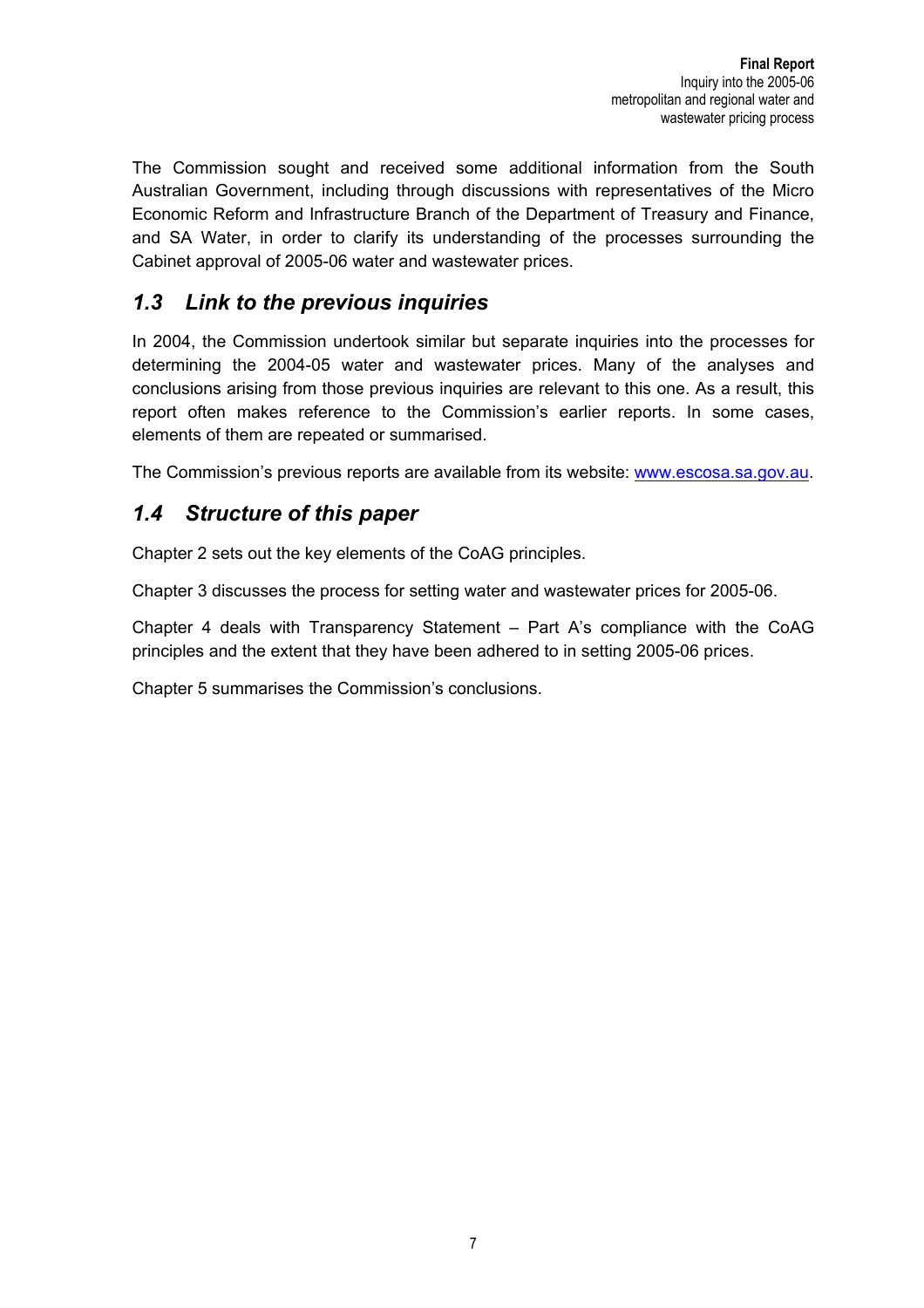The Commission sought and received some additional information from the South Australian Government, including through discussions with representatives of the Micro Economic Reform and Infrastructure Branch of the Department of Treasury and Finance, and SA Water, in order to clarify its understanding of the processes surrounding the Cabinet approval of 2005-06 water and wastewater prices.

## *1.3 Link to the previous inquiries*

In 2004, the Commission undertook similar but separate inquiries into the processes for determining the 2004-05 water and wastewater prices. Many of the analyses and conclusions arising from those previous inquiries are relevant to this one. As a result, this report often makes reference to the Commission's earlier reports. In some cases, elements of them are repeated or summarised.

The Commission's previous reports are available from its website: [www.escosa.sa.gov.au](http://www.escosa.sa.gov.au).

## *1.4 Structure of this paper*

Chapter 2 sets out the key elements of the CoAG principles.

Chapter 3 discusses the process for setting water and wastewater prices for 2005-06.

Chapter 4 deals with Transparency Statement – Part A's compliance with the CoAG principles and the extent that they have been adhered to in setting 2005-06 prices.

Chapter 5 summarises the Commission's conclusions.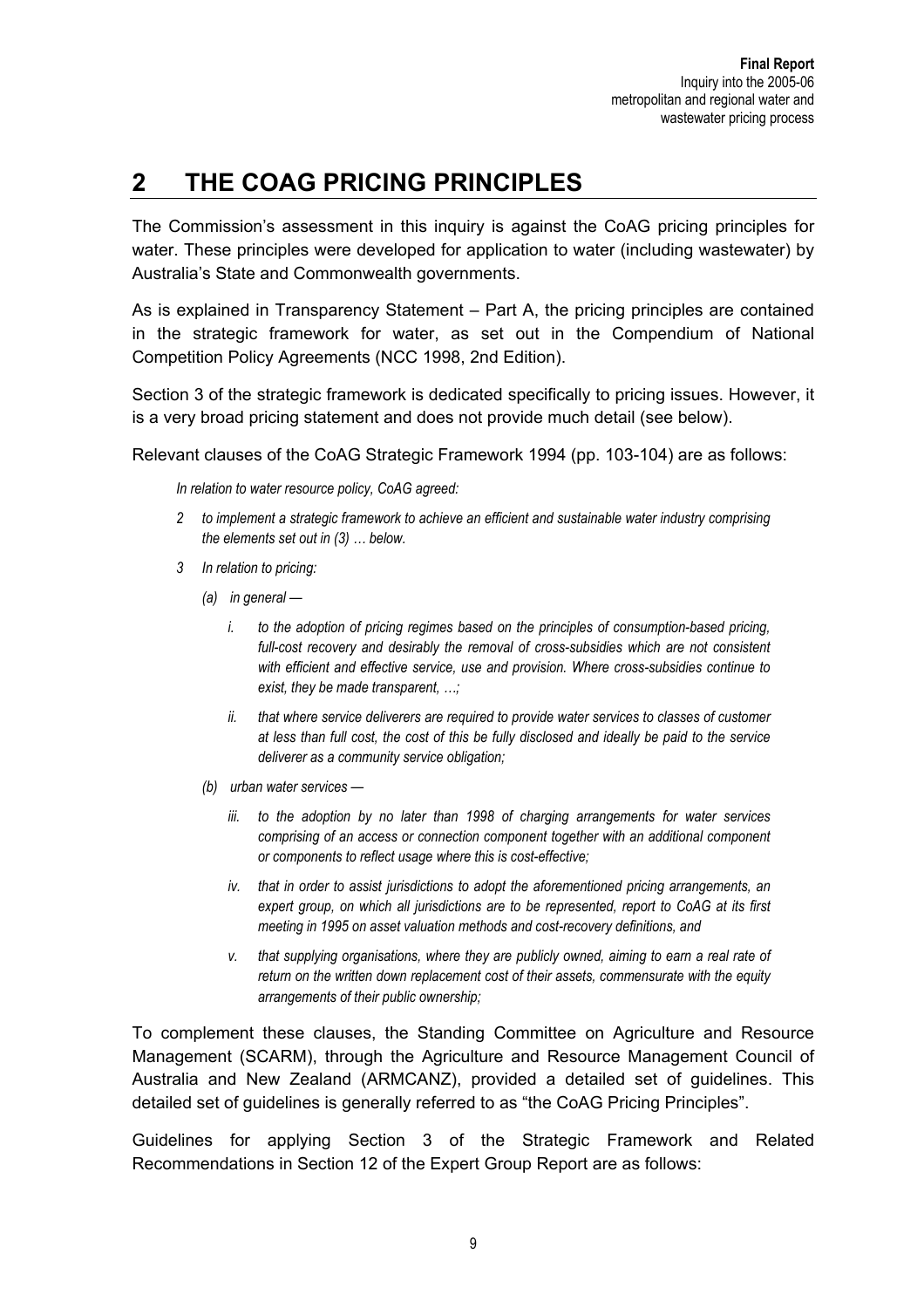# 2 THE COAG PRICING PRINCIPLES

The Commission's assessment in this inquiry is against the CoAG pricing principles for water. These principles were developed for application to water (including wastewater) by Australia's State and Commonwealth governments.

As is explained in Transparency Statement – Part A, the pricing principles are contained in the strategic framework for water, as set out in the Compendium of National Competition Policy Agreements (NCC 1998, 2nd Edition).

Section 3 of the strategic framework is dedicated specifically to pricing issues. However, it is a very broad pricing statement and does not provide much detail (see below).

Relevant clauses of the CoAG Strategic Framework 1994 (pp. 103-104) are as follows:

> *In relation to water resource policy, CoAG agreed:*
>
> *2 to implement a strategic framework to achieve an efficient and sustainable water industry comprising the elements set out in (3) … below.*
>
> *3 In relation to pricing:*
>
> *(a) in general —*
>
> *i. to the adoption of pricing regimes based on the principles of consumption-based pricing, full-cost recovery and desirably the removal of cross-subsidies which are not consistent with efficient and effective service, use and provision. Where cross-subsidies continue to exist, they be made transparent, …;*
>
> *ii. that where service deliverers are required to provide water services to classes of customer at less than full cost, the cost of this be fully disclosed and ideally be paid to the service deliverer as a community service obligation;*
>
> *(b) urban water services —*
>
> *iii. to the adoption by no later than 1998 of charging arrangements for water services comprising of an access or connection component together with an additional component or components to reflect usage where this is cost-effective;*
>
> *iv. that in order to assist jurisdictions to adopt the aforementioned pricing arrangements, an expert group, on which all jurisdictions are to be represented, report to CoAG at its first meeting in 1995 on asset valuation methods and cost-recovery definitions, and*
>
> *v. that supplying organisations, where they are publicly owned, aiming to earn a real rate of return on the written down replacement cost of their assets, commensurate with the equity arrangements of their public ownership;*

To complement these clauses, the Standing Committee on Agriculture and Resource Management (SCARM), through the Agriculture and Resource Management Council of Australia and New Zealand (ARMCANZ), provided a detailed set of guidelines. This detailed set of guidelines is generally referred to as "the CoAG Pricing Principles".

Guidelines for applying Section 3 of the Strategic Framework and Related Recommendations in Section 12 of the Expert Group Report are as follows: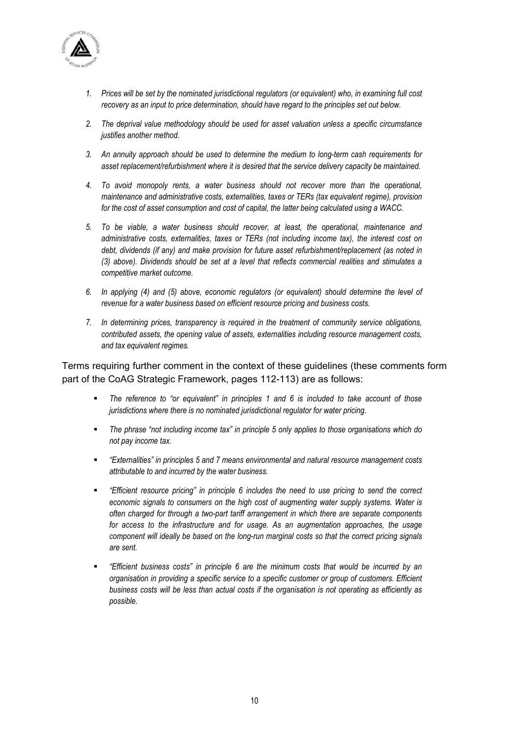1. *Prices will be set by the nominated jurisdictional regulators (or equivalent) who, in examining full cost recovery as an input to price determination, should have regard to the principles set out below.*

2. *The deprival value methodology should be used for asset valuation unless a specific circumstance justifies another method.*

3. *An annuity approach should be used to determine the medium to long-term cash requirements for asset replacement/refurbishment where it is desired that the service delivery capacity be maintained.*

4. *To avoid monopoly rents, a water business should not recover more than the operational, maintenance and administrative costs, externalities, taxes or TERs (tax equivalent regime), provision for the cost of asset consumption and cost of capital, the latter being calculated using a WACC.*

5. *To be viable, a water business should recover, at least, the operational, maintenance and administrative costs, externalities, taxes or TERs (not including income tax), the interest cost on debt, dividends (if any) and make provision for future asset refurbishment/replacement (as noted in (3) above). Dividends should be set at a level that reflects commercial realities and stimulates a competitive market outcome.*

6. *In applying (4) and (5) above, economic regulators (or equivalent) should determine the level of revenue for a water business based on efficient resource pricing and business costs.*

7. *In determining prices, transparency is required in the treatment of community service obligations, contributed assets, the opening value of assets, externalities including resource management costs, and tax equivalent regimes.*

Terms requiring further comment in the context of these guidelines (these comments form part of the CoAG Strategic Framework, pages 112-113) are as follows:

- *The reference to "or equivalent" in principles 1 and 6 is included to take account of those jurisdictions where there is no nominated jurisdictional regulator for water pricing.*

- *The phrase "not including income tax" in principle 5 only applies to those organisations which do not pay income tax.*

- *"Externalities" in principles 5 and 7 means environmental and natural resource management costs attributable to and incurred by the water business.*

- *"Efficient resource pricing" in principle 6 includes the need to use pricing to send the correct economic signals to consumers on the high cost of augmenting water supply systems. Water is often charged for through a two-part tariff arrangement in which there are separate components for access to the infrastructure and for usage. As an augmentation approaches, the usage component will ideally be based on the long-run marginal costs so that the correct pricing signals are sent.*

- *"Efficient business costs" in principle 6 are the minimum costs that would be incurred by an organisation in providing a specific service to a specific customer or group of customers. Efficient business costs will be less than actual costs if the organisation is not operating as efficiently as possible.*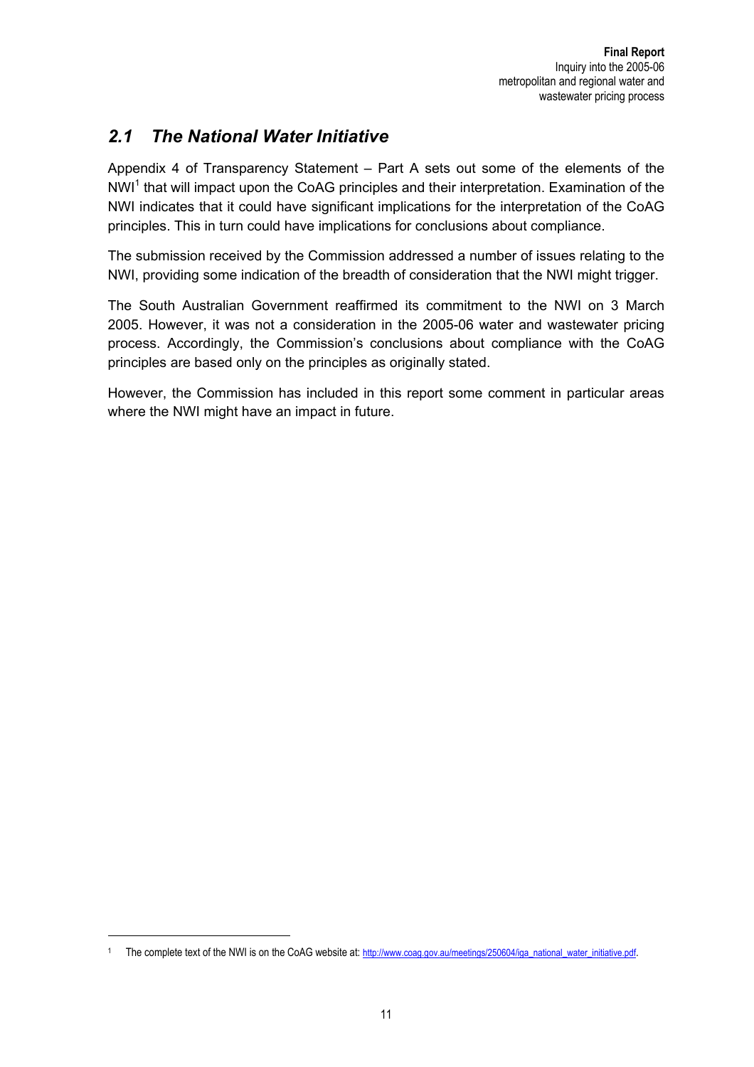## *2.1 The National Water Initiative*

Appendix 4 of Transparency Statement – Part A sets out some of the elements of the NWI[1] that will impact upon the CoAG principles and their interpretation. Examination of the NWI indicates that it could have significant implications for the interpretation of the CoAG principles. This in turn could have implications for conclusions about compliance.

The submission received by the Commission addressed a number of issues relating to the NWI, providing some indication of the breadth of consideration that the NWI might trigger.

The South Australian Government reaffirmed its commitment to the NWI on 3 March 2005. However, it was not a consideration in the 2005-06 water and wastewater pricing process. Accordingly, the Commission's conclusions about compliance with the CoAG principles are based only on the principles as originally stated.

However, the Commission has included in this report some comment in particular areas where the NWI might have an impact in future.

---

[1] The complete text of the NWI is on the CoAG website at: http://www.coag.gov.au/meetings/250604/iga_national_water_initiative.pdf.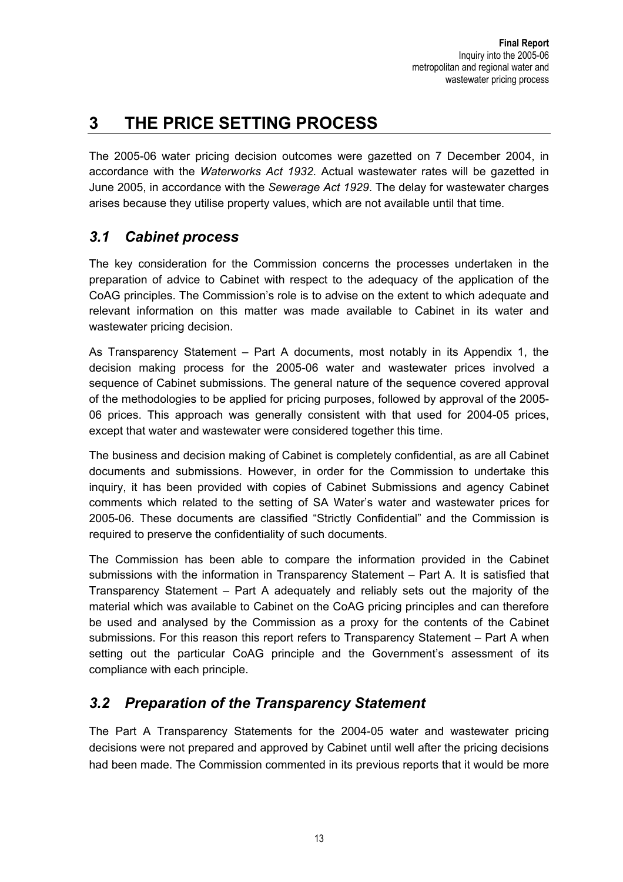# 3 THE PRICE SETTING PROCESS

The 2005-06 water pricing decision outcomes were gazetted on 7 December 2004, in accordance with the *Waterworks Act 1932*. Actual wastewater rates will be gazetted in June 2005, in accordance with the *Sewerage Act 1929*. The delay for wastewater charges arises because they utilise property values, which are not available until that time.

## *3.1 Cabinet process*

The key consideration for the Commission concerns the processes undertaken in the preparation of advice to Cabinet with respect to the adequacy of the application of the CoAG principles. The Commission's role is to advise on the extent to which adequate and relevant information on this matter was made available to Cabinet in its water and wastewater pricing decision.

As Transparency Statement – Part A documents, most notably in its Appendix 1, the decision making process for the 2005-06 water and wastewater prices involved a sequence of Cabinet submissions. The general nature of the sequence covered approval of the methodologies to be applied for pricing purposes, followed by approval of the 2005-06 prices. This approach was generally consistent with that used for 2004-05 prices, except that water and wastewater were considered together this time.

The business and decision making of Cabinet is completely confidential, as are all Cabinet documents and submissions. However, in order for the Commission to undertake this inquiry, it has been provided with copies of Cabinet Submissions and agency Cabinet comments which related to the setting of SA Water's water and wastewater prices for 2005-06. These documents are classified "Strictly Confidential" and the Commission is required to preserve the confidentiality of such documents.

The Commission has been able to compare the information provided in the Cabinet submissions with the information in Transparency Statement – Part A. It is satisfied that Transparency Statement – Part A adequately and reliably sets out the majority of the material which was available to Cabinet on the CoAG pricing principles and can therefore be used and analysed by the Commission as a proxy for the contents of the Cabinet submissions. For this reason this report refers to Transparency Statement – Part A when setting out the particular CoAG principle and the Government's assessment of its compliance with each principle.

## *3.2 Preparation of the Transparency Statement*

The Part A Transparency Statements for the 2004-05 water and wastewater pricing decisions were not prepared and approved by Cabinet until well after the pricing decisions had been made. The Commission commented in its previous reports that it would be more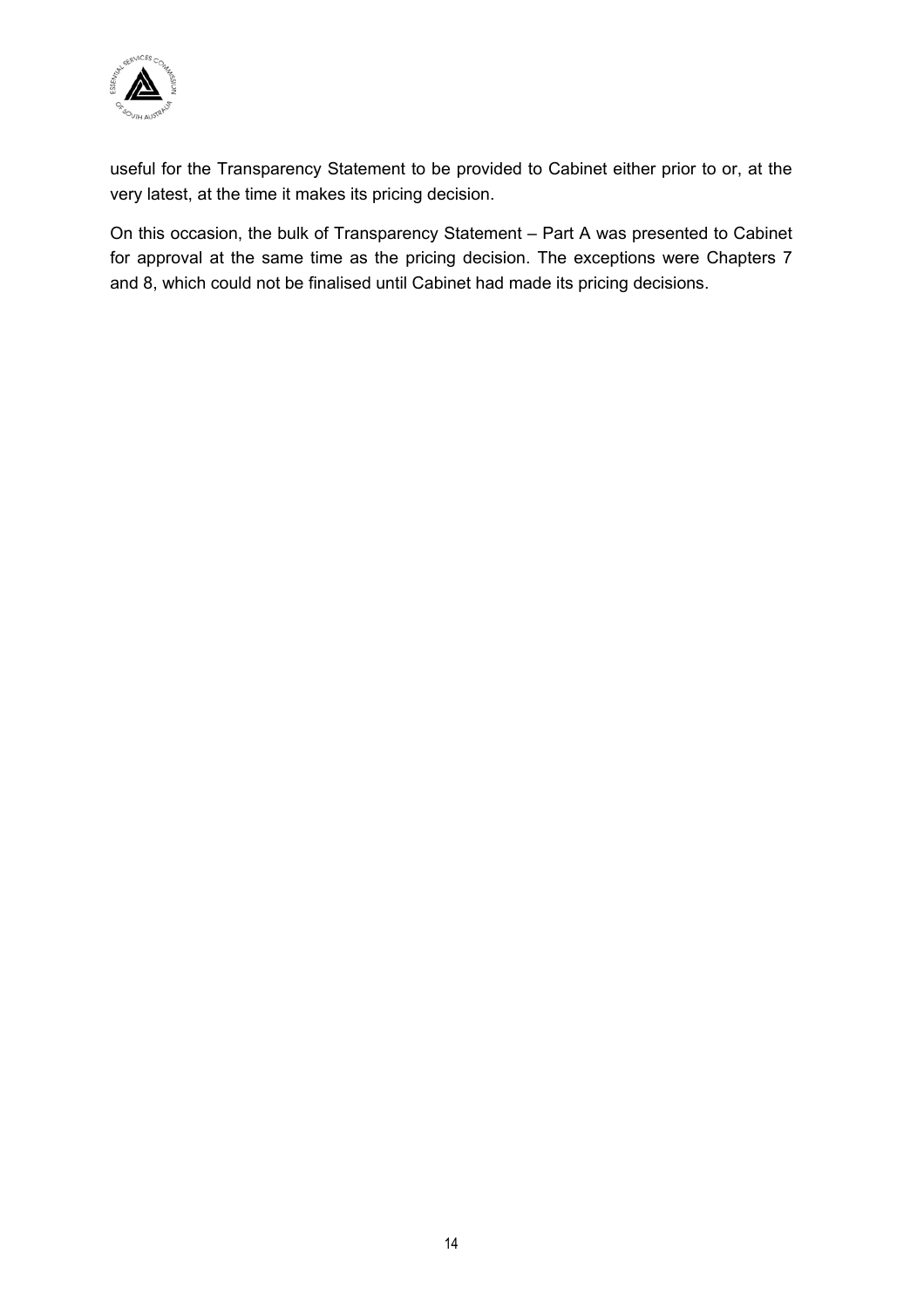useful for the Transparency Statement to be provided to Cabinet either prior to or, at the very latest, at the time it makes its pricing decision.

On this occasion, the bulk of Transparency Statement – Part A was presented to Cabinet for approval at the same time as the pricing decision. The exceptions were Chapters 7 and 8, which could not be finalised until Cabinet had made its pricing decisions.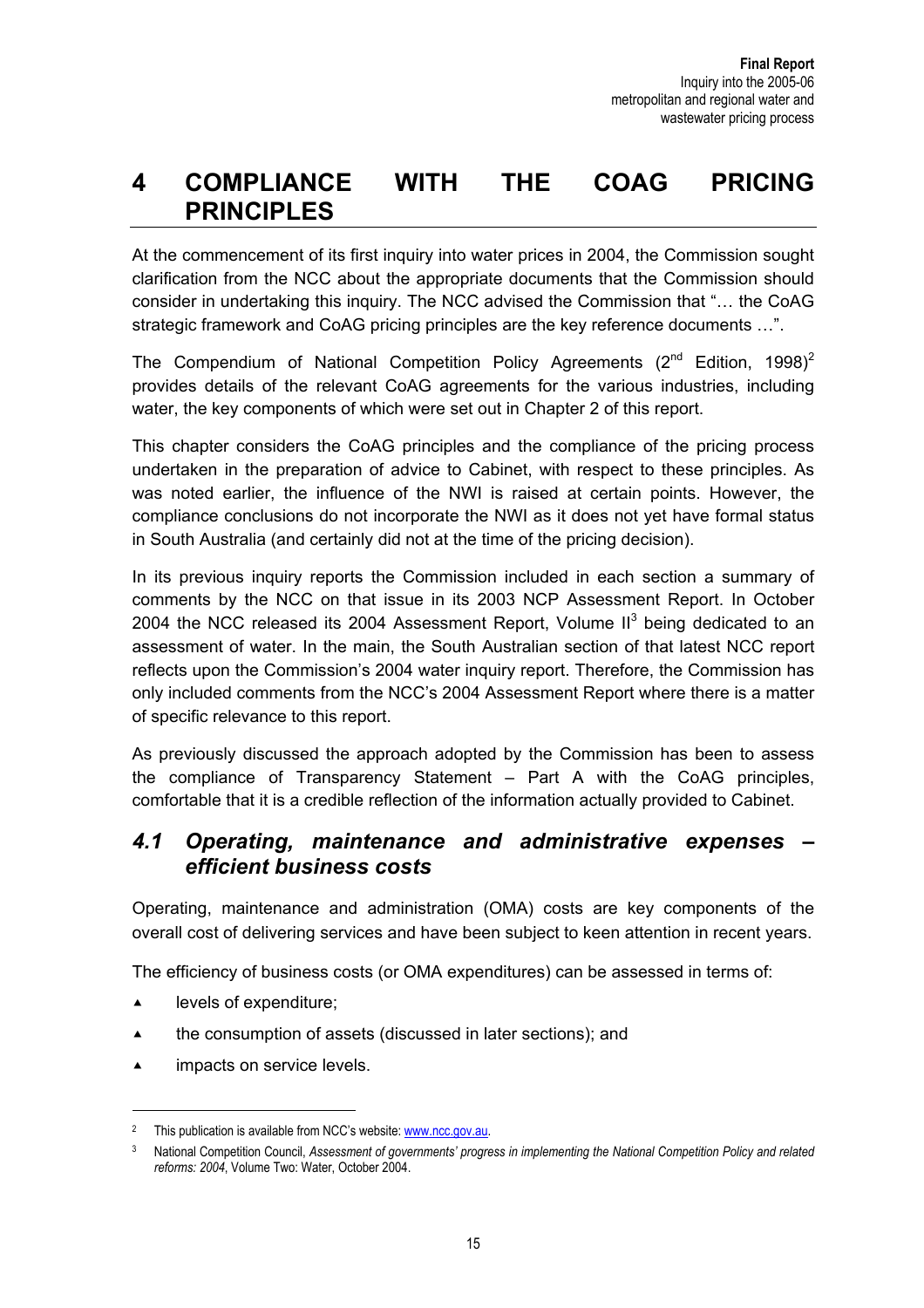# 4 COMPLIANCE WITH THE COAG PRICING PRINCIPLES

At the commencement of its first inquiry into water prices in 2004, the Commission sought clarification from the NCC about the appropriate documents that the Commission should consider in undertaking this inquiry. The NCC advised the Commission that "… the CoAG strategic framework and CoAG pricing principles are the key reference documents …".

The Compendium of National Competition Policy Agreements (2nd Edition, 1998)[2] provides details of the relevant CoAG agreements for the various industries, including water, the key components of which were set out in Chapter 2 of this report.

This chapter considers the CoAG principles and the compliance of the pricing process undertaken in the preparation of advice to Cabinet, with respect to these principles. As was noted earlier, the influence of the NWI is raised at certain points. However, the compliance conclusions do not incorporate the NWI as it does not yet have formal status in South Australia (and certainly did not at the time of the pricing decision).

In its previous inquiry reports the Commission included in each section a summary of comments by the NCC on that issue in its 2003 NCP Assessment Report. In October 2004 the NCC released its 2004 Assessment Report, Volume II[3] being dedicated to an assessment of water. In the main, the South Australian section of that latest NCC report reflects upon the Commission's 2004 water inquiry report. Therefore, the Commission has only included comments from the NCC's 2004 Assessment Report where there is a matter of specific relevance to this report.

As previously discussed the approach adopted by the Commission has been to assess the compliance of Transparency Statement – Part A with the CoAG principles, comfortable that it is a credible reflection of the information actually provided to Cabinet.

## *4.1 Operating, maintenance and administrative expenses – efficient business costs*

Operating, maintenance and administration (OMA) costs are key components of the overall cost of delivering services and have been subject to keen attention in recent years.

The efficiency of business costs (or OMA expenditures) can be assessed in terms of:

- levels of expenditure;
- the consumption of assets (discussed in later sections); and
- impacts on service levels.

---

[2] This publication is available from NCC's website: www.ncc.gov.au.

[3] National Competition Council, *Assessment of governments' progress in implementing the National Competition Policy and related reforms: 2004*, Volume Two: Water, October 2004.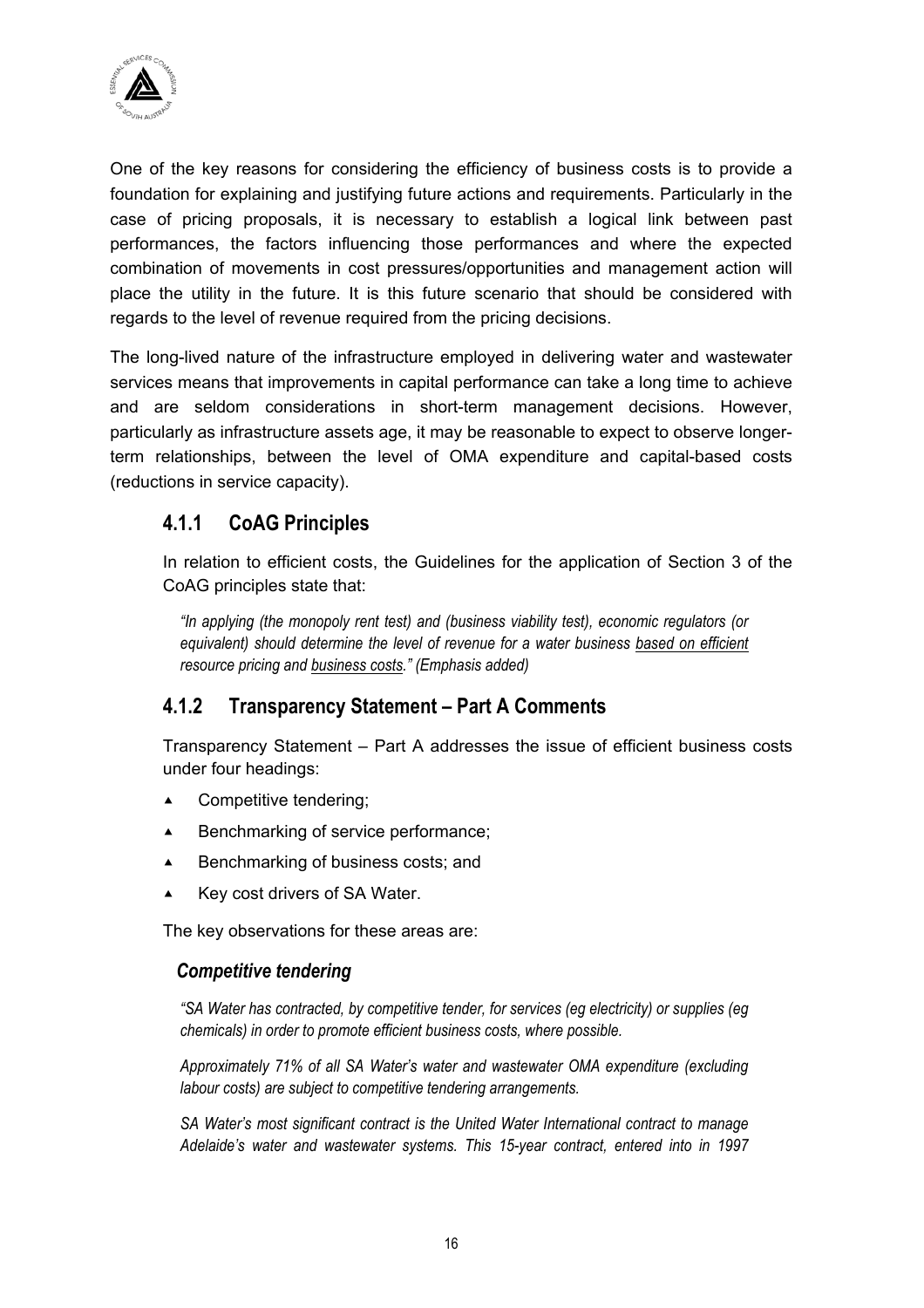One of the key reasons for considering the efficiency of business costs is to provide a foundation for explaining and justifying future actions and requirements. Particularly in the case of pricing proposals, it is necessary to establish a logical link between past performances, the factors influencing those performances and where the expected combination of movements in cost pressures/opportunities and management action will place the utility in the future. It is this future scenario that should be considered with regards to the level of revenue required from the pricing decisions.

The long-lived nature of the infrastructure employed in delivering water and wastewater services means that improvements in capital performance can take a long time to achieve and are seldom considerations in short-term management decisions. However, particularly as infrastructure assets age, it may be reasonable to expect to observe longer-term relationships, between the level of OMA expenditure and capital-based costs (reductions in service capacity).

### 4.1.1 CoAG Principles

In relation to efficient costs, the Guidelines for the application of Section 3 of the CoAG principles state that:

> *"In applying (the monopoly rent test) and (business viability test), economic regulators (or equivalent) should determine the level of revenue for a water business based on efficient resource pricing and business costs." (Emphasis added)*

### 4.1.2 Transparency Statement – Part A Comments

Transparency Statement – Part A addresses the issue of efficient business costs under four headings:

- Competitive tendering;
- Benchmarking of service performance;
- Benchmarking of business costs; and
- Key cost drivers of SA Water.

The key observations for these areas are:

#### *Competitive tendering*

> *"SA Water has contracted, by competitive tender, for services (eg electricity) or supplies (eg chemicals) in order to promote efficient business costs, where possible.*
>
> *Approximately 71% of all SA Water's water and wastewater OMA expenditure (excluding labour costs) are subject to competitive tendering arrangements.*
>
> *SA Water's most significant contract is the United Water International contract to manage Adelaide's water and wastewater systems. This 15-year contract, entered into in 1997*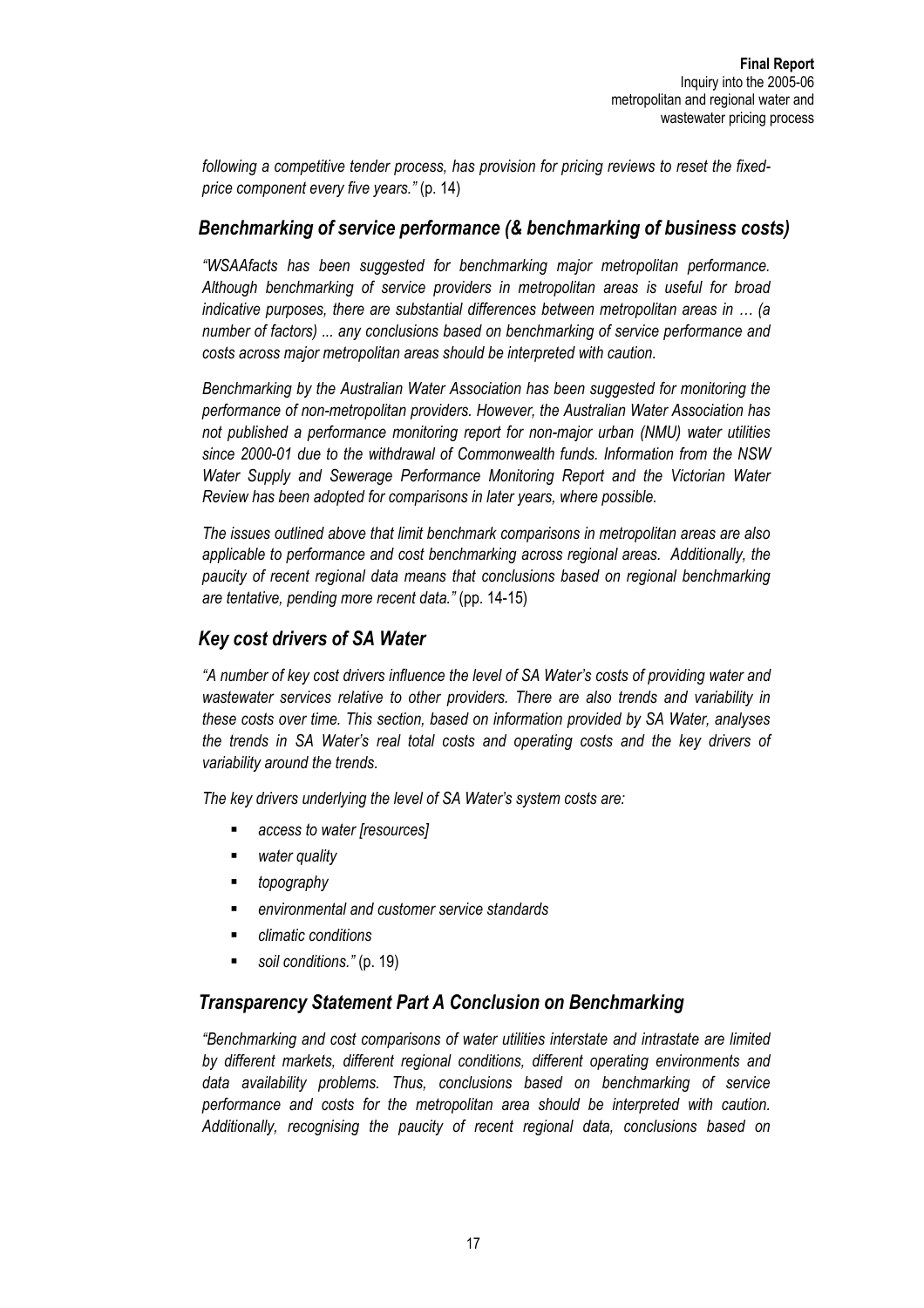*following a competitive tender process, has provision for pricing reviews to reset the fixed-price component every five years."* (p. 14)

## *Benchmarking of service performance (& benchmarking of business costs)*

*"WSAAfacts has been suggested for benchmarking major metropolitan performance. Although benchmarking of service providers in metropolitan areas is useful for broad indicative purposes, there are substantial differences between metropolitan areas in … (a number of factors) ... any conclusions based on benchmarking of service performance and costs across major metropolitan areas should be interpreted with caution.*

*Benchmarking by the Australian Water Association has been suggested for monitoring the performance of non-metropolitan providers. However, the Australian Water Association has not published a performance monitoring report for non-major urban (NMU) water utilities since 2000-01 due to the withdrawal of Commonwealth funds. Information from the NSW Water Supply and Sewerage Performance Monitoring Report and the Victorian Water Review has been adopted for comparisons in later years, where possible.*

*The issues outlined above that limit benchmark comparisons in metropolitan areas are also applicable to performance and cost benchmarking across regional areas. Additionally, the paucity of recent regional data means that conclusions based on regional benchmarking are tentative, pending more recent data."* (pp. 14-15)

## *Key cost drivers of SA Water*

*"A number of key cost drivers influence the level of SA Water's costs of providing water and wastewater services relative to other providers. There are also trends and variability in these costs over time. This section, based on information provided by SA Water, analyses the trends in SA Water's real total costs and operating costs and the key drivers of variability around the trends.*

*The key drivers underlying the level of SA Water's system costs are:*

- *access to water [resources]*
- *water quality*
- *topography*
- *environmental and customer service standards*
- *climatic conditions*
- *soil conditions."* (p. 19)

## *Transparency Statement Part A Conclusion on Benchmarking*

*"Benchmarking and cost comparisons of water utilities interstate and intrastate are limited by different markets, different regional conditions, different operating environments and data availability problems. Thus, conclusions based on benchmarking of service performance and costs for the metropolitan area should be interpreted with caution. Additionally, recognising the paucity of recent regional data, conclusions based on*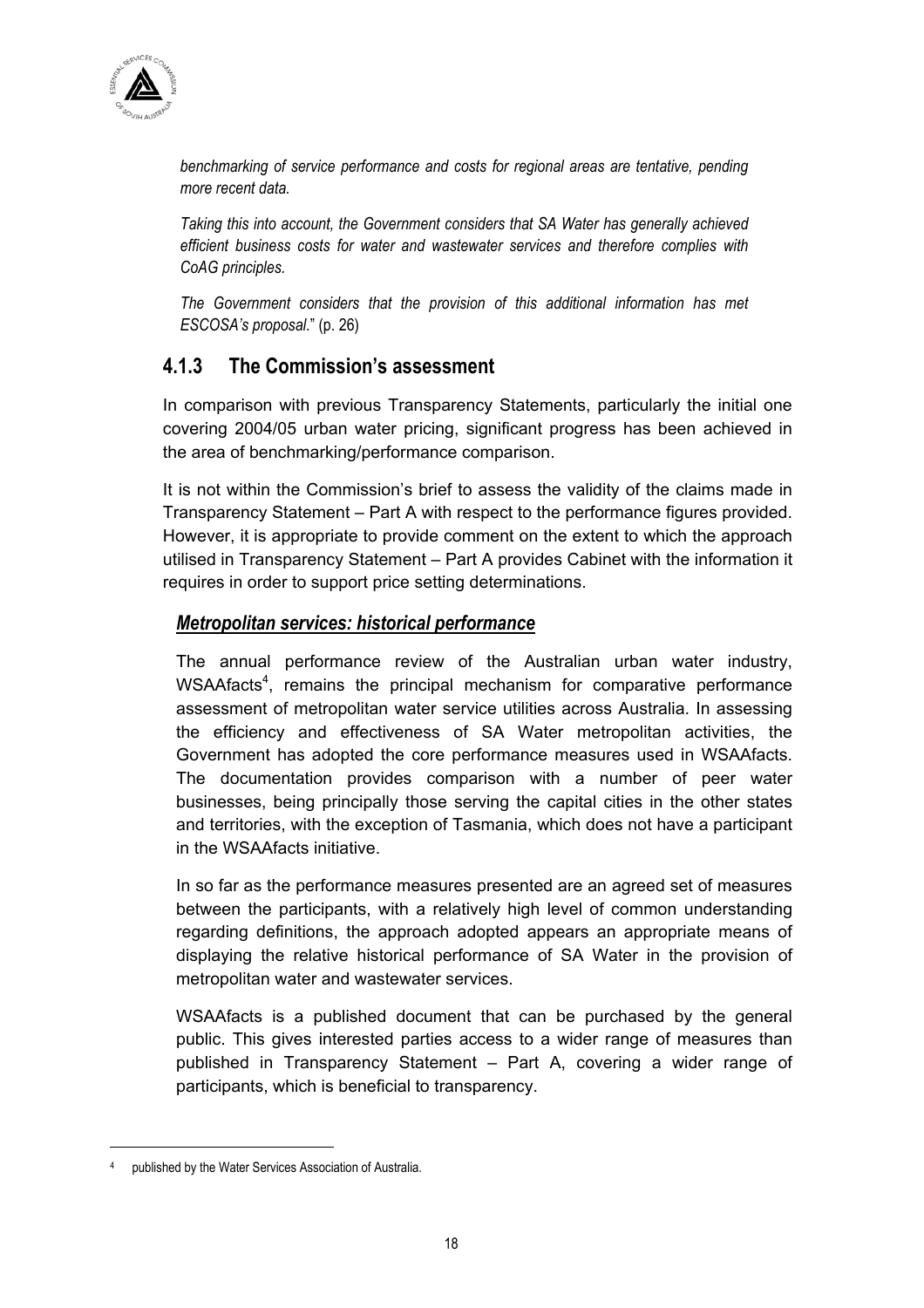*benchmarking of service performance and costs for regional areas are tentative, pending more recent data.*

*Taking this into account, the Government considers that SA Water has generally achieved efficient business costs for water and wastewater services and therefore complies with CoAG principles.*

*The Government considers that the provision of this additional information has met ESCOSA's proposal.*" (p. 26)

### 4.1.3 The Commission's assessment

In comparison with previous Transparency Statements, particularly the initial one covering 2004/05 urban water pricing, significant progress has been achieved in the area of benchmarking/performance comparison.

It is not within the Commission's brief to assess the validity of the claims made in Transparency Statement – Part A with respect to the performance figures provided. However, it is appropriate to provide comment on the extent to which the approach utilised in Transparency Statement – Part A provides Cabinet with the information it requires in order to support price setting determinations.

***Metropolitan services: historical performance***

The annual performance review of the Australian urban water industry, WSAAfacts[4], remains the principal mechanism for comparative performance assessment of metropolitan water service utilities across Australia. In assessing the efficiency and effectiveness of SA Water metropolitan activities, the Government has adopted the core performance measures used in WSAAfacts. The documentation provides comparison with a number of peer water businesses, being principally those serving the capital cities in the other states and territories, with the exception of Tasmania, which does not have a participant in the WSAAfacts initiative.

In so far as the performance measures presented are an agreed set of measures between the participants, with a relatively high level of common understanding regarding definitions, the approach adopted appears an appropriate means of displaying the relative historical performance of SA Water in the provision of metropolitan water and wastewater services.

WSAAfacts is a published document that can be purchased by the general public. This gives interested parties access to a wider range of measures than published in Transparency Statement – Part A, covering a wider range of participants, which is beneficial to transparency.

[4] published by the Water Services Association of Australia.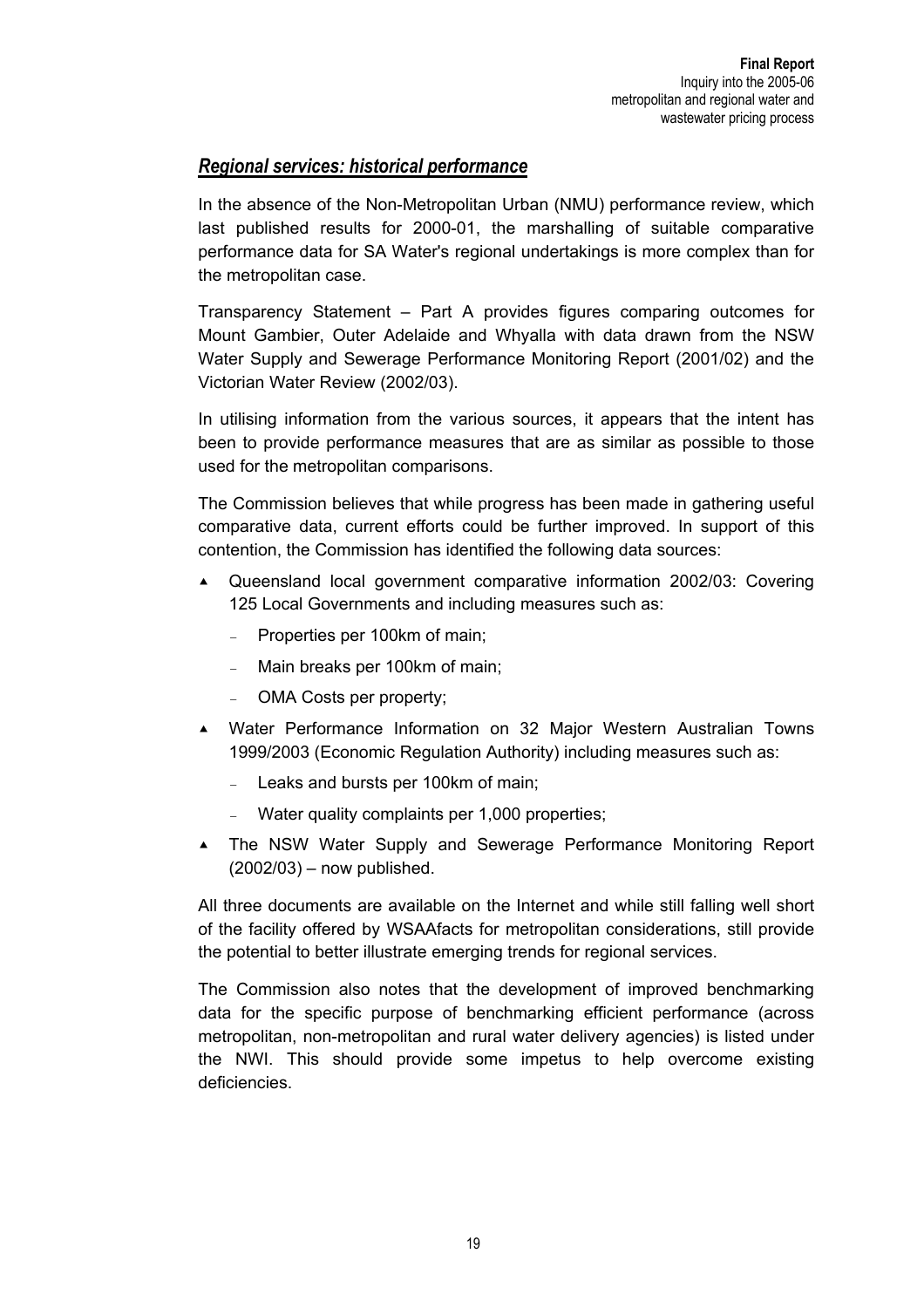## *Regional services: historical performance*

In the absence of the Non-Metropolitan Urban (NMU) performance review, which last published results for 2000-01, the marshalling of suitable comparative performance data for SA Water's regional undertakings is more complex than for the metropolitan case.

Transparency Statement – Part A provides figures comparing outcomes for Mount Gambier, Outer Adelaide and Whyalla with data drawn from the NSW Water Supply and Sewerage Performance Monitoring Report (2001/02) and the Victorian Water Review (2002/03).

In utilising information from the various sources, it appears that the intent has been to provide performance measures that are as similar as possible to those used for the metropolitan comparisons.

The Commission believes that while progress has been made in gathering useful comparative data, current efforts could be further improved. In support of this contention, the Commission has identified the following data sources:

- Queensland local government comparative information 2002/03: Covering 125 Local Governments and including measures such as:
  - Properties per 100km of main;
  - Main breaks per 100km of main;
  - OMA Costs per property;
- Water Performance Information on 32 Major Western Australian Towns 1999/2003 (Economic Regulation Authority) including measures such as:
  - Leaks and bursts per 100km of main;
  - Water quality complaints per 1,000 properties;
- The NSW Water Supply and Sewerage Performance Monitoring Report (2002/03) – now published.

All three documents are available on the Internet and while still falling well short of the facility offered by WSAAfacts for metropolitan considerations, still provide the potential to better illustrate emerging trends for regional services.

The Commission also notes that the development of improved benchmarking data for the specific purpose of benchmarking efficient performance (across metropolitan, non-metropolitan and rural water delivery agencies) is listed under the NWI. This should provide some impetus to help overcome existing deficiencies.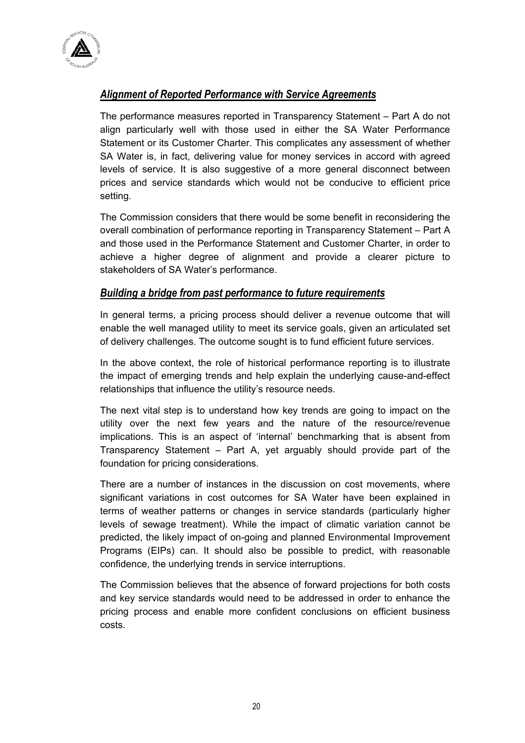### *Alignment of Reported Performance with Service Agreements*

The performance measures reported in Transparency Statement – Part A do not align particularly well with those used in either the SA Water Performance Statement or its Customer Charter. This complicates any assessment of whether SA Water is, in fact, delivering value for money services in accord with agreed levels of service. It is also suggestive of a more general disconnect between prices and service standards which would not be conducive to efficient price setting.

The Commission considers that there would be some benefit in reconsidering the overall combination of performance reporting in Transparency Statement – Part A and those used in the Performance Statement and Customer Charter, in order to achieve a higher degree of alignment and provide a clearer picture to stakeholders of SA Water's performance.

### *Building a bridge from past performance to future requirements*

In general terms, a pricing process should deliver a revenue outcome that will enable the well managed utility to meet its service goals, given an articulated set of delivery challenges. The outcome sought is to fund efficient future services.

In the above context, the role of historical performance reporting is to illustrate the impact of emerging trends and help explain the underlying cause-and-effect relationships that influence the utility's resource needs.

The next vital step is to understand how key trends are going to impact on the utility over the next few years and the nature of the resource/revenue implications. This is an aspect of 'internal' benchmarking that is absent from Transparency Statement – Part A, yet arguably should provide part of the foundation for pricing considerations.

There are a number of instances in the discussion on cost movements, where significant variations in cost outcomes for SA Water have been explained in terms of weather patterns or changes in service standards (particularly higher levels of sewage treatment). While the impact of climatic variation cannot be predicted, the likely impact of on-going and planned Environmental Improvement Programs (EIPs) can. It should also be possible to predict, with reasonable confidence, the underlying trends in service interruptions.

The Commission believes that the absence of forward projections for both costs and key service standards would need to be addressed in order to enhance the pricing process and enable more confident conclusions on efficient business costs.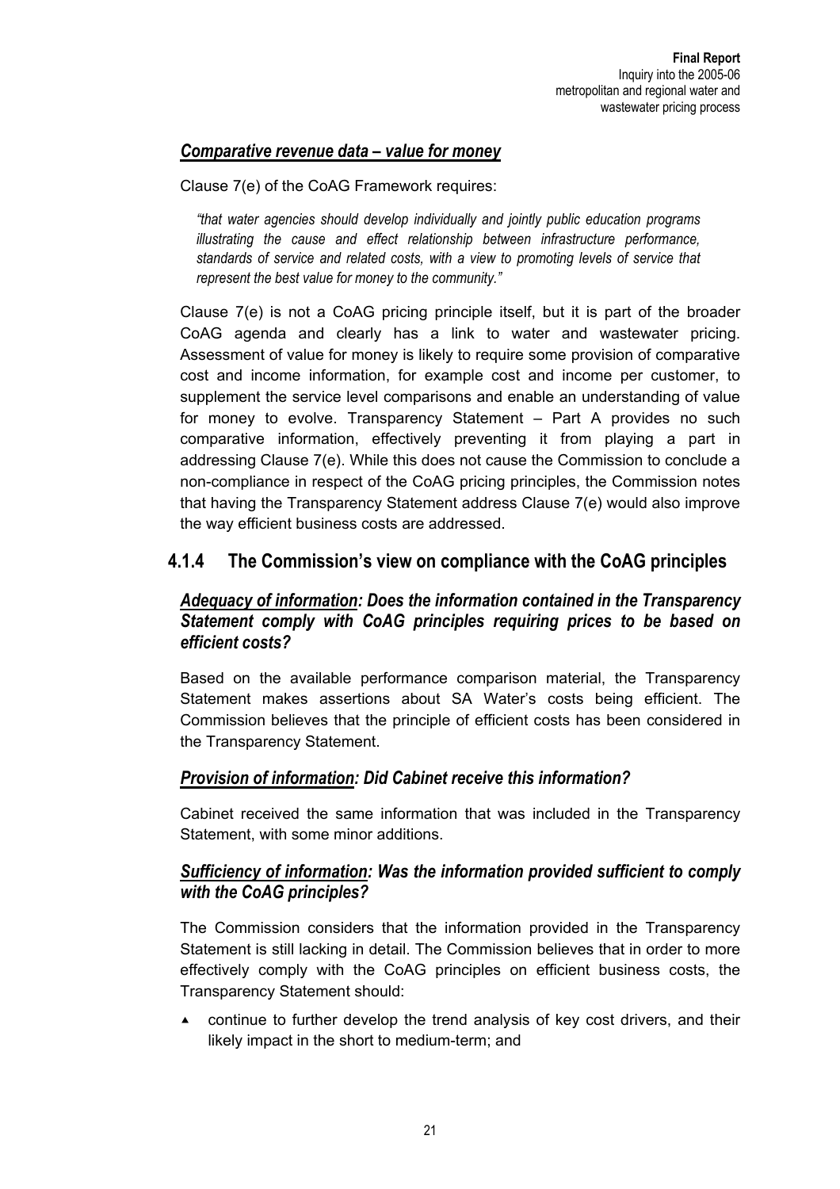### *Comparative revenue data – value for money*

Clause 7(e) of the CoAG Framework requires:

> *"that water agencies should develop individually and jointly public education programs illustrating the cause and effect relationship between infrastructure performance, standards of service and related costs, with a view to promoting levels of service that represent the best value for money to the community."*

Clause 7(e) is not a CoAG pricing principle itself, but it is part of the broader CoAG agenda and clearly has a link to water and wastewater pricing. Assessment of value for money is likely to require some provision of comparative cost and income information, for example cost and income per customer, to supplement the service level comparisons and enable an understanding of value for money to evolve. Transparency Statement – Part A provides no such comparative information, effectively preventing it from playing a part in addressing Clause 7(e). While this does not cause the Commission to conclude a non-compliance in respect of the CoAG pricing principles, the Commission notes that having the Transparency Statement address Clause 7(e) would also improve the way efficient business costs are addressed.

## 4.1.4 The Commission's view on compliance with the CoAG principles

### *Adequacy of information: Does the information contained in the Transparency Statement comply with CoAG principles requiring prices to be based on efficient costs?*

Based on the available performance comparison material, the Transparency Statement makes assertions about SA Water's costs being efficient. The Commission believes that the principle of efficient costs has been considered in the Transparency Statement.

### *Provision of information: Did Cabinet receive this information?*

Cabinet received the same information that was included in the Transparency Statement, with some minor additions.

### *Sufficiency of information: Was the information provided sufficient to comply with the CoAG principles?*

The Commission considers that the information provided in the Transparency Statement is still lacking in detail. The Commission believes that in order to more effectively comply with the CoAG principles on efficient business costs, the Transparency Statement should:

- continue to further develop the trend analysis of key cost drivers, and their likely impact in the short to medium-term; and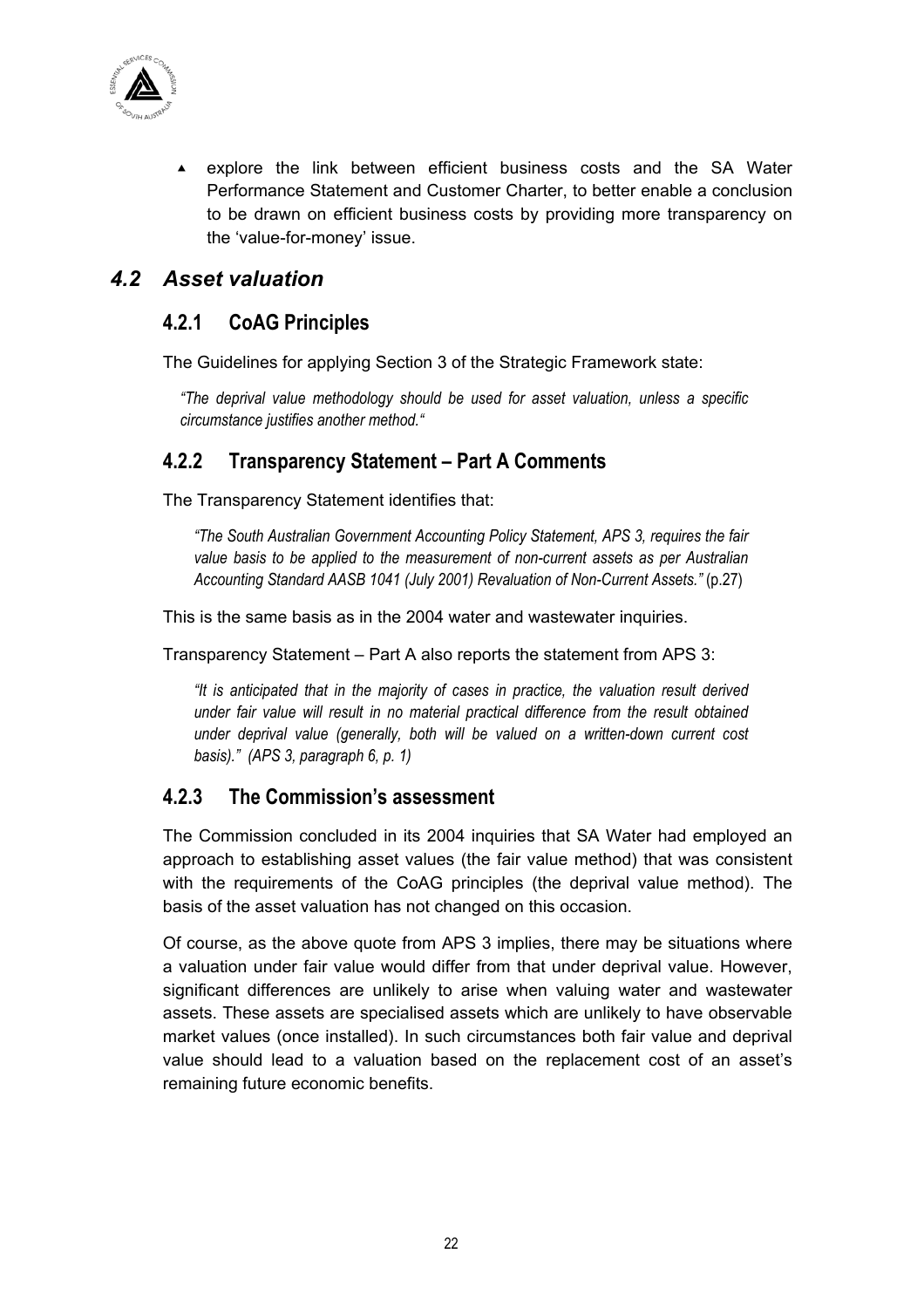- explore the link between efficient business costs and the SA Water Performance Statement and Customer Charter, to better enable a conclusion to be drawn on efficient business costs by providing more transparency on the 'value-for-money' issue.

## *4.2 Asset valuation*

### 4.2.1 CoAG Principles

The Guidelines for applying Section 3 of the Strategic Framework state:

> *"The deprival value methodology should be used for asset valuation, unless a specific circumstance justifies another method."*

### 4.2.2 Transparency Statement – Part A Comments

The Transparency Statement identifies that:

> *"The South Australian Government Accounting Policy Statement, APS 3, requires the fair value basis to be applied to the measurement of non-current assets as per Australian Accounting Standard AASB 1041 (July 2001) Revaluation of Non-Current Assets."* (p.27)

This is the same basis as in the 2004 water and wastewater inquiries.

Transparency Statement – Part A also reports the statement from APS 3:

> *"It is anticipated that in the majority of cases in practice, the valuation result derived under fair value will result in no material practical difference from the result obtained under deprival value (generally, both will be valued on a written-down current cost basis)." (APS 3, paragraph 6, p. 1)*

### 4.2.3 The Commission's assessment

The Commission concluded in its 2004 inquiries that SA Water had employed an approach to establishing asset values (the fair value method) that was consistent with the requirements of the CoAG principles (the deprival value method). The basis of the asset valuation has not changed on this occasion.

Of course, as the above quote from APS 3 implies, there may be situations where a valuation under fair value would differ from that under deprival value. However, significant differences are unlikely to arise when valuing water and wastewater assets. These assets are specialised assets which are unlikely to have observable market values (once installed). In such circumstances both fair value and deprival value should lead to a valuation based on the replacement cost of an asset's remaining future economic benefits.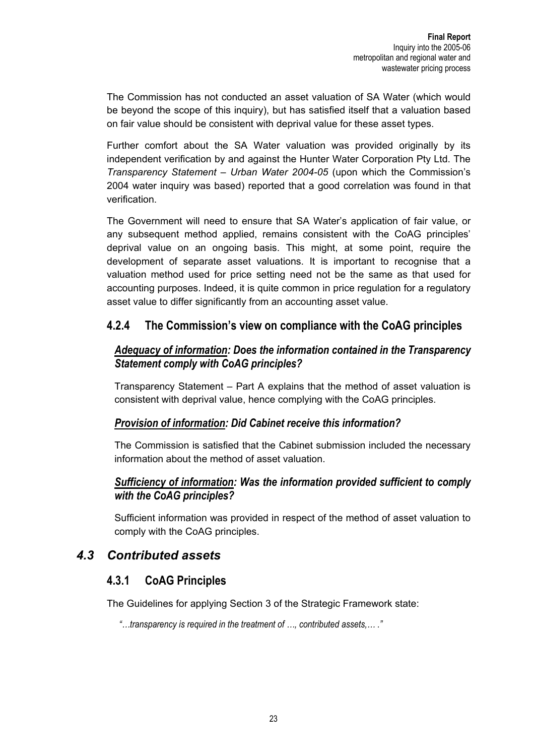The Commission has not conducted an asset valuation of SA Water (which would be beyond the scope of this inquiry), but has satisfied itself that a valuation based on fair value should be consistent with deprival value for these asset types.

Further comfort about the SA Water valuation was provided originally by its independent verification by and against the Hunter Water Corporation Pty Ltd. The *Transparency Statement – Urban Water 2004-05* (upon which the Commission's 2004 water inquiry was based) reported that a good correlation was found in that verification.

The Government will need to ensure that SA Water's application of fair value, or any subsequent method applied, remains consistent with the CoAG principles' deprival value on an ongoing basis. This might, at some point, require the development of separate asset valuations. It is important to recognise that a valuation method used for price setting need not be the same as that used for accounting purposes. Indeed, it is quite common in price regulation for a regulatory asset value to differ significantly from an accounting asset value.

### 4.2.4 The Commission's view on compliance with the CoAG principles

#### *Adequacy of information: Does the information contained in the Transparency Statement comply with CoAG principles?*

Transparency Statement – Part A explains that the method of asset valuation is consistent with deprival value, hence complying with the CoAG principles.

#### *Provision of information: Did Cabinet receive this information?*

The Commission is satisfied that the Cabinet submission included the necessary information about the method of asset valuation.

#### *Sufficiency of information: Was the information provided sufficient to comply with the CoAG principles?*

Sufficient information was provided in respect of the method of asset valuation to comply with the CoAG principles.

## 4.3 Contributed assets

### 4.3.1 CoAG Principles

The Guidelines for applying Section 3 of the Strategic Framework state:

*"…transparency is required in the treatment of …, contributed assets,… ."*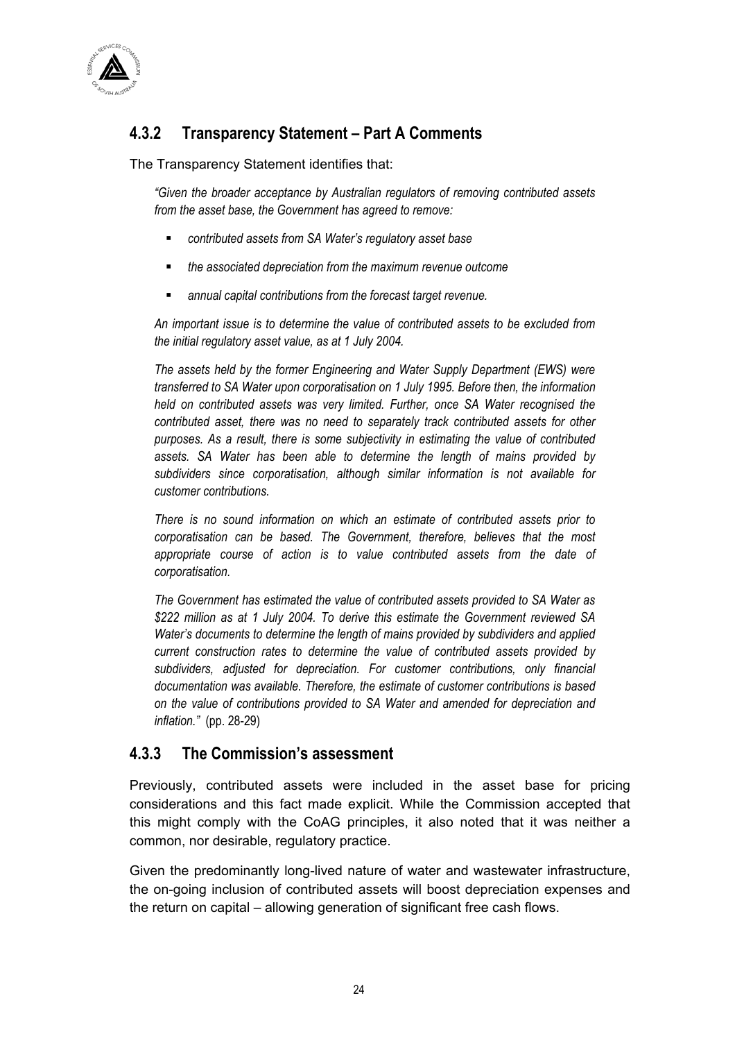### 4.3.2 Transparency Statement – Part A Comments

The Transparency Statement identifies that:

> *"Given the broader acceptance by Australian regulators of removing contributed assets from the asset base, the Government has agreed to remove:*
>
> - *contributed assets from SA Water's regulatory asset base*
> - *the associated depreciation from the maximum revenue outcome*
> - *annual capital contributions from the forecast target revenue.*
>
> *An important issue is to determine the value of contributed assets to be excluded from the initial regulatory asset value, as at 1 July 2004.*
>
> *The assets held by the former Engineering and Water Supply Department (EWS) were transferred to SA Water upon corporatisation on 1 July 1995. Before then, the information held on contributed assets was very limited. Further, once SA Water recognised the contributed asset, there was no need to separately track contributed assets for other purposes. As a result, there is some subjectivity in estimating the value of contributed assets. SA Water has been able to determine the length of mains provided by subdividers since corporatisation, although similar information is not available for customer contributions.*
>
> *There is no sound information on which an estimate of contributed assets prior to corporatisation can be based. The Government, therefore, believes that the most appropriate course of action is to value contributed assets from the date of corporatisation.*
>
> *The Government has estimated the value of contributed assets provided to SA Water as $222 million as at 1 July 2004. To derive this estimate the Government reviewed SA Water's documents to determine the length of mains provided by subdividers and applied current construction rates to determine the value of contributed assets provided by subdividers, adjusted for depreciation. For customer contributions, only financial documentation was available. Therefore, the estimate of customer contributions is based on the value of contributions provided to SA Water and amended for depreciation and inflation."* (pp. 28-29)

### 4.3.3 The Commission's assessment

Previously, contributed assets were included in the asset base for pricing considerations and this fact made explicit. While the Commission accepted that this might comply with the CoAG principles, it also noted that it was neither a common, nor desirable, regulatory practice.

Given the predominantly long-lived nature of water and wastewater infrastructure, the on-going inclusion of contributed assets will boost depreciation expenses and the return on capital – allowing generation of significant free cash flows.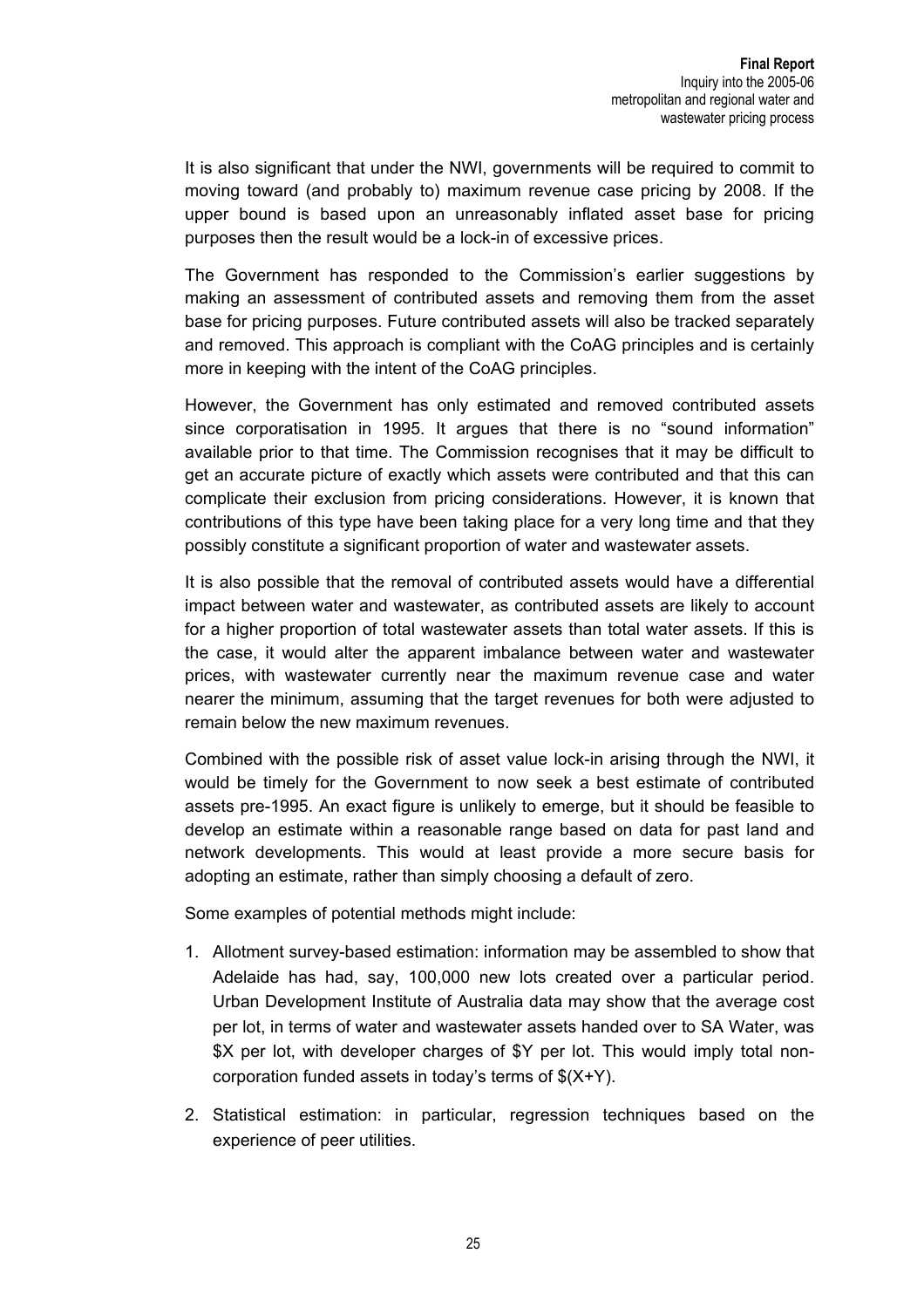It is also significant that under the NWI, governments will be required to commit to moving toward (and probably to) maximum revenue case pricing by 2008. If the upper bound is based upon an unreasonably inflated asset base for pricing purposes then the result would be a lock-in of excessive prices.

The Government has responded to the Commission's earlier suggestions by making an assessment of contributed assets and removing them from the asset base for pricing purposes. Future contributed assets will also be tracked separately and removed. This approach is compliant with the CoAG principles and is certainly more in keeping with the intent of the CoAG principles.

However, the Government has only estimated and removed contributed assets since corporatisation in 1995. It argues that there is no "sound information" available prior to that time. The Commission recognises that it may be difficult to get an accurate picture of exactly which assets were contributed and that this can complicate their exclusion from pricing considerations. However, it is known that contributions of this type have been taking place for a very long time and that they possibly constitute a significant proportion of water and wastewater assets.

It is also possible that the removal of contributed assets would have a differential impact between water and wastewater, as contributed assets are likely to account for a higher proportion of total wastewater assets than total water assets. If this is the case, it would alter the apparent imbalance between water and wastewater prices, with wastewater currently near the maximum revenue case and water nearer the minimum, assuming that the target revenues for both were adjusted to remain below the new maximum revenues.

Combined with the possible risk of asset value lock-in arising through the NWI, it would be timely for the Government to now seek a best estimate of contributed assets pre-1995. An exact figure is unlikely to emerge, but it should be feasible to develop an estimate within a reasonable range based on data for past land and network developments. This would at least provide a more secure basis for adopting an estimate, rather than simply choosing a default of zero.

Some examples of potential methods might include:

1. Allotment survey-based estimation: information may be assembled to show that Adelaide has had, say, 100,000 new lots created over a particular period. Urban Development Institute of Australia data may show that the average cost per lot, in terms of water and wastewater assets handed over to SA Water, was $X per lot, with developer charges of $Y per lot. This would imply total non-corporation funded assets in today's terms of $(X+Y).

2. Statistical estimation: in particular, regression techniques based on the experience of peer utilities.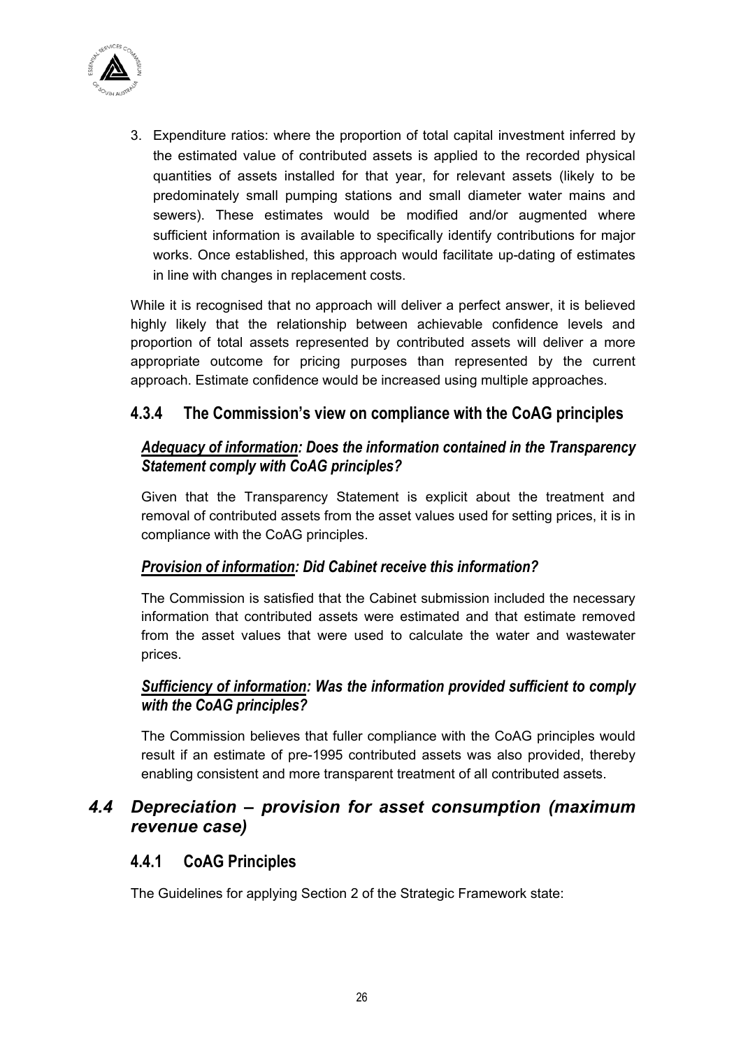3. Expenditure ratios: where the proportion of total capital investment inferred by the estimated value of contributed assets is applied to the recorded physical quantities of assets installed for that year, for relevant assets (likely to be predominately small pumping stations and small diameter water mains and sewers). These estimates would be modified and/or augmented where sufficient information is available to specifically identify contributions for major works. Once established, this approach would facilitate up-dating of estimates in line with changes in replacement costs.

While it is recognised that no approach will deliver a perfect answer, it is believed highly likely that the relationship between achievable confidence levels and proportion of total assets represented by contributed assets will deliver a more appropriate outcome for pricing purposes than represented by the current approach. Estimate confidence would be increased using multiple approaches.

### 4.3.4 The Commission's view on compliance with the CoAG principles

#### ***Adequacy of information*: Does the information contained in the Transparency Statement comply with CoAG principles?**

Given that the Transparency Statement is explicit about the treatment and removal of contributed assets from the asset values used for setting prices, it is in compliance with the CoAG principles.

#### ***Provision of information*: Did Cabinet receive this information?**

The Commission is satisfied that the Cabinet submission included the necessary information that contributed assets were estimated and that estimate removed from the asset values that were used to calculate the water and wastewater prices.

#### ***Sufficiency of information*: Was the information provided sufficient to comply with the CoAG principles?**

The Commission believes that fuller compliance with the CoAG principles would result if an estimate of pre-1995 contributed assets was also provided, thereby enabling consistent and more transparent treatment of all contributed assets.

## *4.4 Depreciation – provision for asset consumption (maximum revenue case)*

### 4.4.1 CoAG Principles

The Guidelines for applying Section 2 of the Strategic Framework state: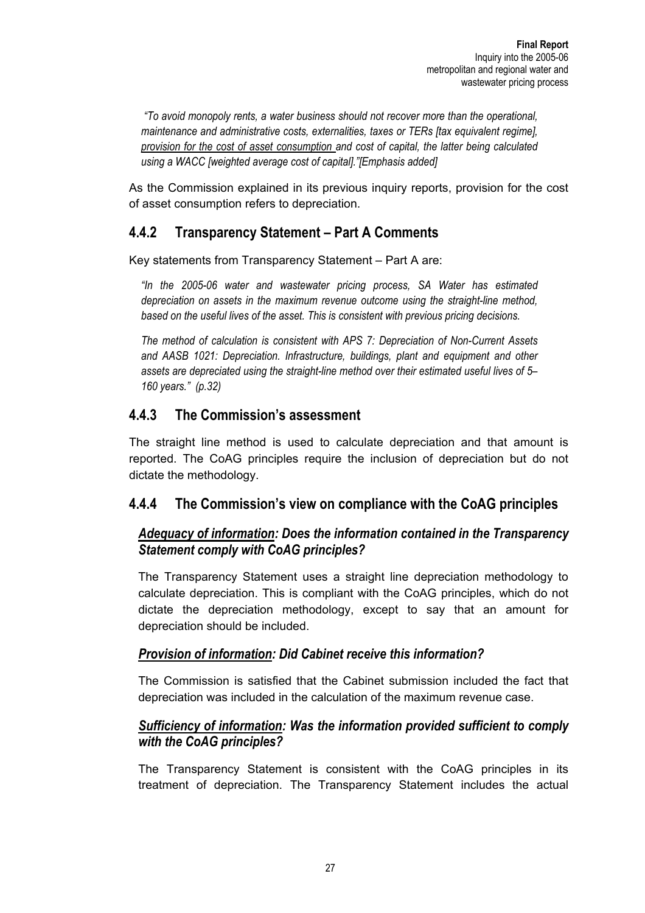*"To avoid monopoly rents, a water business should not recover more than the operational, maintenance and administrative costs, externalities, taxes or TERs [tax equivalent regime], provision for the cost of asset consumption and cost of capital, the latter being calculated using a WACC [weighted average cost of capital]."[Emphasis added]*

As the Commission explained in its previous inquiry reports, provision for the cost of asset consumption refers to depreciation.

## 4.4.2 Transparency Statement – Part A Comments

Key statements from Transparency Statement – Part A are:

*"In the 2005-06 water and wastewater pricing process, SA Water has estimated depreciation on assets in the maximum revenue outcome using the straight-line method, based on the useful lives of the asset. This is consistent with previous pricing decisions.*

*The method of calculation is consistent with APS 7: Depreciation of Non-Current Assets and AASB 1021: Depreciation. Infrastructure, buildings, plant and equipment and other assets are depreciated using the straight-line method over their estimated useful lives of 5–160 years." (p.32)*

## 4.4.3 The Commission's assessment

The straight line method is used to calculate depreciation and that amount is reported. The CoAG principles require the inclusion of depreciation but do not dictate the methodology.

## 4.4.4 The Commission's view on compliance with the CoAG principles

### *Adequacy of information: Does the information contained in the Transparency Statement comply with CoAG principles?*

The Transparency Statement uses a straight line depreciation methodology to calculate depreciation. This is compliant with the CoAG principles, which do not dictate the depreciation methodology, except to say that an amount for depreciation should be included.

### *Provision of information: Did Cabinet receive this information?*

The Commission is satisfied that the Cabinet submission included the fact that depreciation was included in the calculation of the maximum revenue case.

### *Sufficiency of information: Was the information provided sufficient to comply with the CoAG principles?*

The Transparency Statement is consistent with the CoAG principles in its treatment of depreciation. The Transparency Statement includes the actual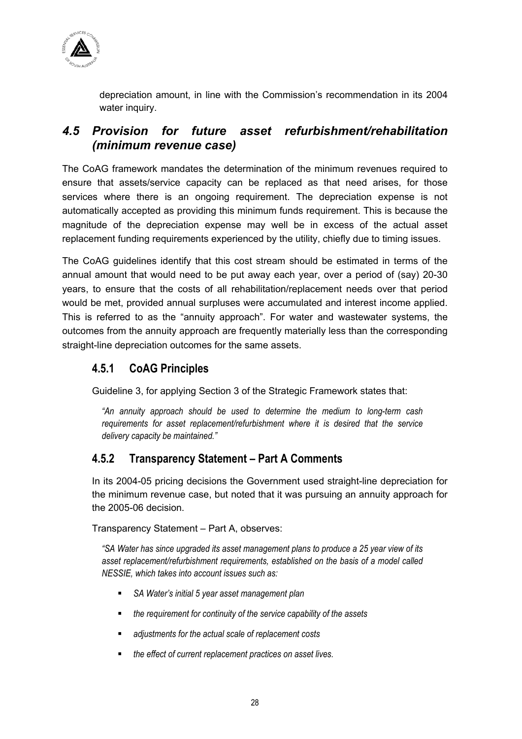depreciation amount, in line with the Commission's recommendation in its 2004 water inquiry.

## *4.5 Provision for future asset refurbishment/rehabilitation (minimum revenue case)*

The CoAG framework mandates the determination of the minimum revenues required to ensure that assets/service capacity can be replaced as that need arises, for those services where there is an ongoing requirement. The depreciation expense is not automatically accepted as providing this minimum funds requirement. This is because the magnitude of the depreciation expense may well be in excess of the actual asset replacement funding requirements experienced by the utility, chiefly due to timing issues.

The CoAG guidelines identify that this cost stream should be estimated in terms of the annual amount that would need to be put away each year, over a period of (say) 20-30 years, to ensure that the costs of all rehabilitation/replacement needs over that period would be met, provided annual surpluses were accumulated and interest income applied. This is referred to as the "annuity approach". For water and wastewater systems, the outcomes from the annuity approach are frequently materially less than the corresponding straight-line depreciation outcomes for the same assets.

### 4.5.1 CoAG Principles

Guideline 3, for applying Section 3 of the Strategic Framework states that:

*"An annuity approach should be used to determine the medium to long-term cash requirements for asset replacement/refurbishment where it is desired that the service delivery capacity be maintained."*

### 4.5.2 Transparency Statement – Part A Comments

In its 2004-05 pricing decisions the Government used straight-line depreciation for the minimum revenue case, but noted that it was pursuing an annuity approach for the 2005-06 decision.

Transparency Statement – Part A, observes:

*"SA Water has since upgraded its asset management plans to produce a 25 year view of its asset replacement/refurbishment requirements, established on the basis of a model called NESSIE, which takes into account issues such as:*

- *SA Water's initial 5 year asset management plan*
- *the requirement for continuity of the service capability of the assets*
- *adjustments for the actual scale of replacement costs*
- *the effect of current replacement practices on asset lives.*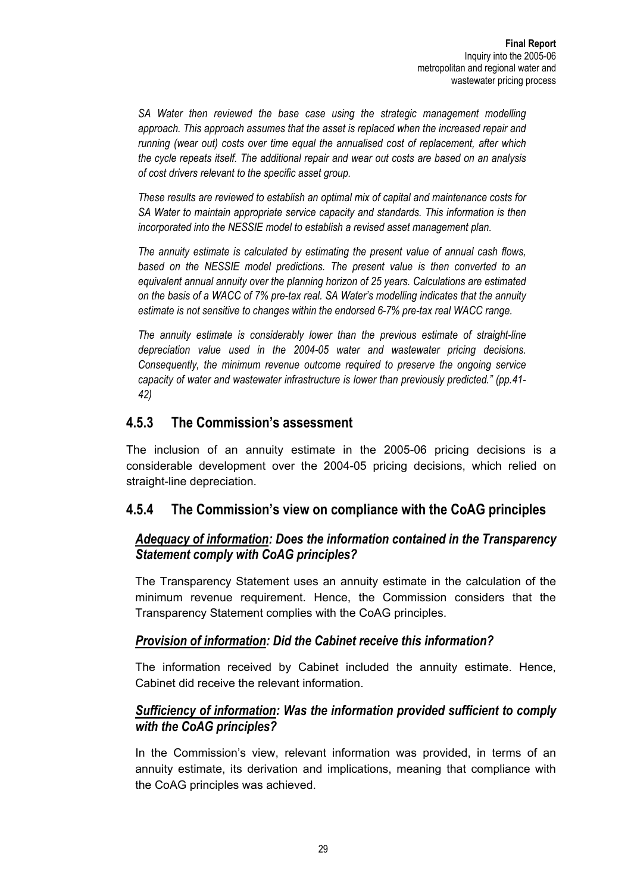*SA Water then reviewed the base case using the strategic management modelling approach. This approach assumes that the asset is replaced when the increased repair and running (wear out) costs over time equal the annualised cost of replacement, after which the cycle repeats itself. The additional repair and wear out costs are based on an analysis of cost drivers relevant to the specific asset group.*

*These results are reviewed to establish an optimal mix of capital and maintenance costs for SA Water to maintain appropriate service capacity and standards. This information is then incorporated into the NESSIE model to establish a revised asset management plan.*

*The annuity estimate is calculated by estimating the present value of annual cash flows, based on the NESSIE model predictions. The present value is then converted to an equivalent annual annuity over the planning horizon of 25 years. Calculations are estimated on the basis of a WACC of 7% pre-tax real. SA Water's modelling indicates that the annuity estimate is not sensitive to changes within the endorsed 6-7% pre-tax real WACC range.*

*The annuity estimate is considerably lower than the previous estimate of straight-line depreciation value used in the 2004-05 water and wastewater pricing decisions. Consequently, the minimum revenue outcome required to preserve the ongoing service capacity of water and wastewater infrastructure is lower than previously predicted." (pp.41-42)*

### 4.5.3 The Commission's assessment

The inclusion of an annuity estimate in the 2005-06 pricing decisions is a considerable development over the 2004-05 pricing decisions, which relied on straight-line depreciation.

### 4.5.4 The Commission's view on compliance with the CoAG principles

#### ***Adequacy of information**: Does the information contained in the Transparency Statement comply with CoAG principles?*

The Transparency Statement uses an annuity estimate in the calculation of the minimum revenue requirement. Hence, the Commission considers that the Transparency Statement complies with the CoAG principles.

#### ***Provision of information**: Did the Cabinet receive this information?*

The information received by Cabinet included the annuity estimate. Hence, Cabinet did receive the relevant information.

#### ***Sufficiency of information**: Was the information provided sufficient to comply with the CoAG principles?*

In the Commission's view, relevant information was provided, in terms of an annuity estimate, its derivation and implications, meaning that compliance with the CoAG principles was achieved.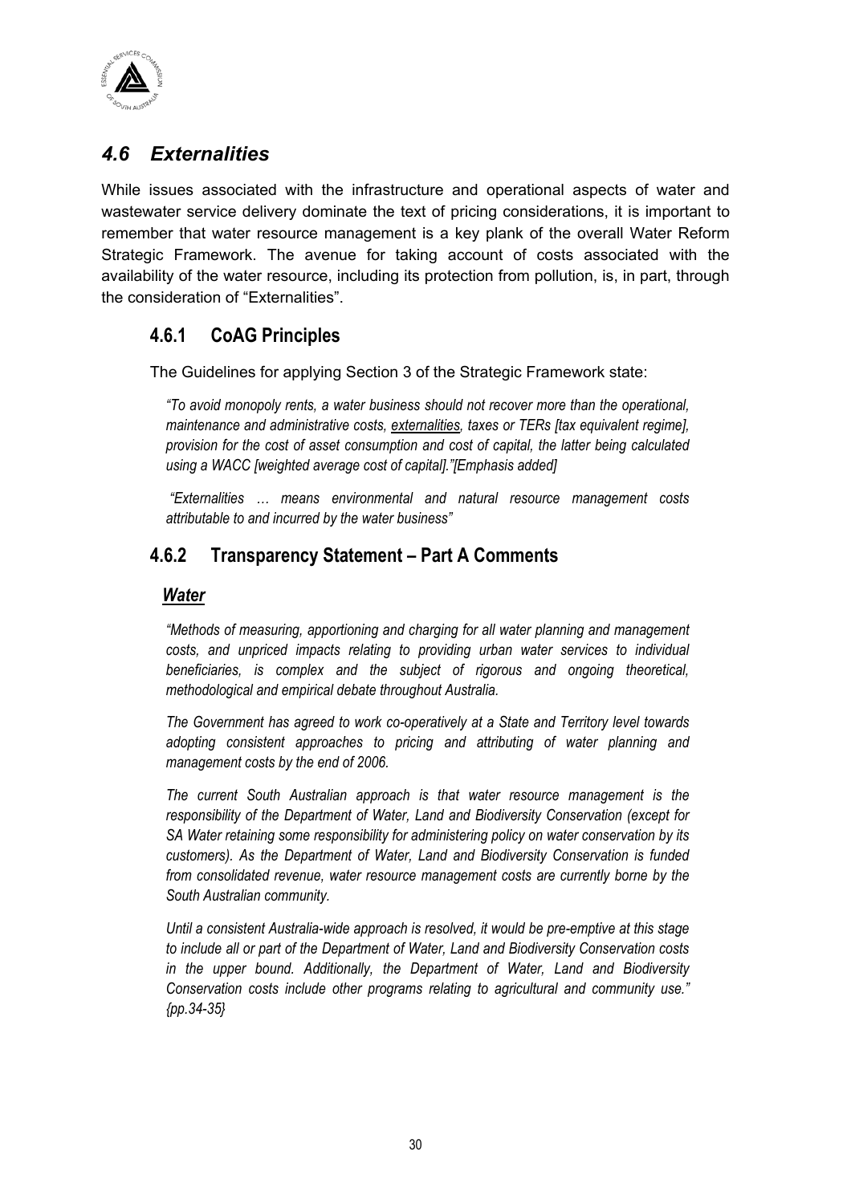## *4.6 Externalities*

While issues associated with the infrastructure and operational aspects of water and wastewater service delivery dominate the text of pricing considerations, it is important to remember that water resource management is a key plank of the overall Water Reform Strategic Framework. The avenue for taking account of costs associated with the availability of the water resource, including its protection from pollution, is, in part, through the consideration of "Externalities".

### 4.6.1 CoAG Principles

The Guidelines for applying Section 3 of the Strategic Framework state:

*"To avoid monopoly rents, a water business should not recover more than the operational, maintenance and administrative costs, <u>externalities</u>, taxes or TERs [tax equivalent regime], provision for the cost of asset consumption and cost of capital, the latter being calculated using a WACC [weighted average cost of capital]."[Emphasis added]*

*"Externalities … means environmental and natural resource management costs attributable to and incurred by the water business"*

### 4.6.2 Transparency Statement – Part A Comments

***<u>Water</u>***

*"Methods of measuring, apportioning and charging for all water planning and management costs, and unpriced impacts relating to providing urban water services to individual beneficiaries, is complex and the subject of rigorous and ongoing theoretical, methodological and empirical debate throughout Australia.*

*The Government has agreed to work co-operatively at a State and Territory level towards adopting consistent approaches to pricing and attributing of water planning and management costs by the end of 2006.*

*The current South Australian approach is that water resource management is the responsibility of the Department of Water, Land and Biodiversity Conservation (except for SA Water retaining some responsibility for administering policy on water conservation by its customers). As the Department of Water, Land and Biodiversity Conservation is funded from consolidated revenue, water resource management costs are currently borne by the South Australian community.*

*Until a consistent Australia-wide approach is resolved, it would be pre-emptive at this stage to include all or part of the Department of Water, Land and Biodiversity Conservation costs in the upper bound. Additionally, the Department of Water, Land and Biodiversity Conservation costs include other programs relating to agricultural and community use." {pp.34-35}*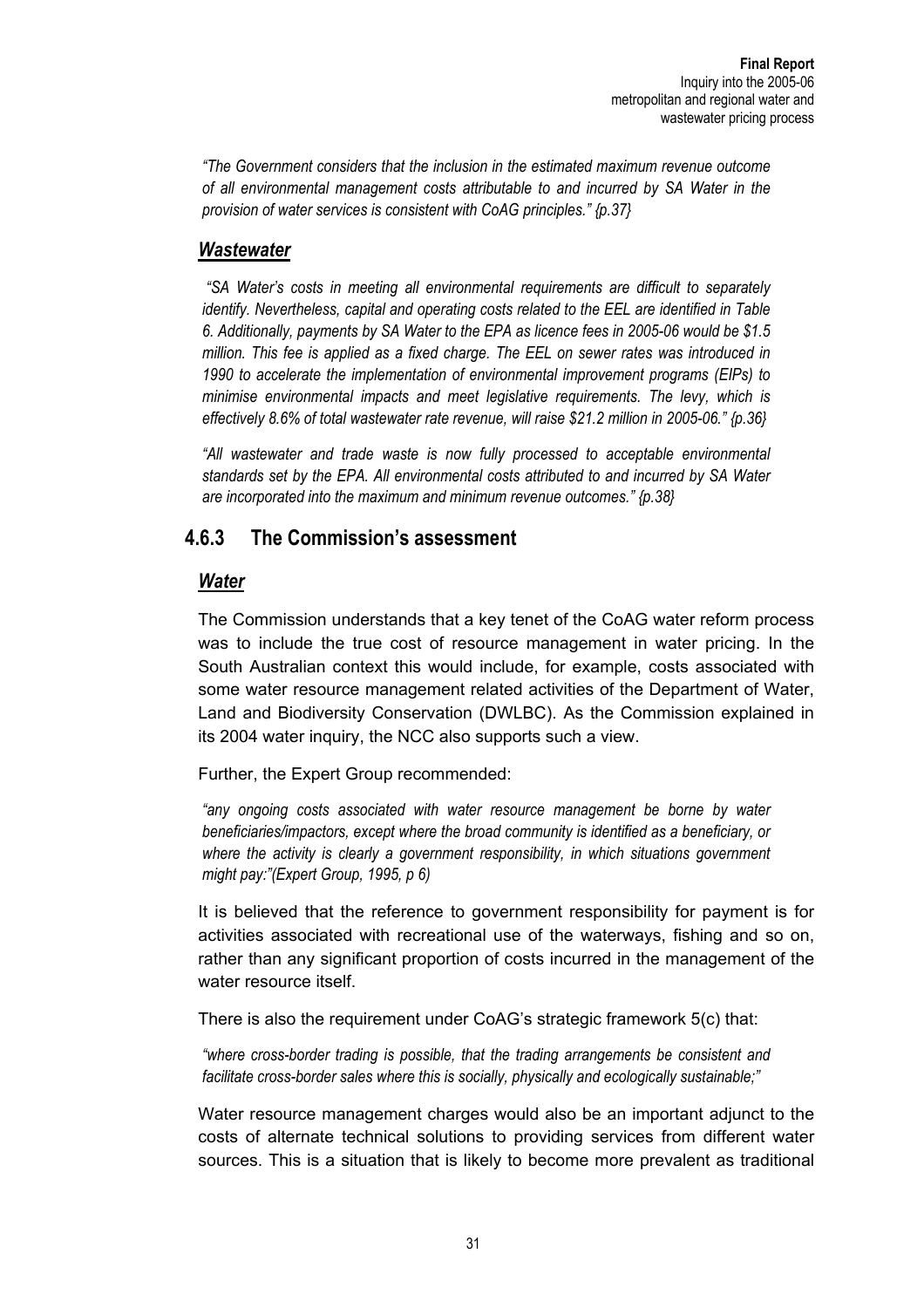*"The Government considers that the inclusion in the estimated maximum revenue outcome of all environmental management costs attributable to and incurred by SA Water in the provision of water services is consistent with CoAG principles." {p.37}*

### ***Wastewater***

*"SA Water's costs in meeting all environmental requirements are difficult to separately identify. Nevertheless, capital and operating costs related to the EEL are identified in Table 6. Additionally, payments by SA Water to the EPA as licence fees in 2005-06 would be $1.5 million. This fee is applied as a fixed charge. The EEL on sewer rates was introduced in 1990 to accelerate the implementation of environmental improvement programs (EIPs) to minimise environmental impacts and meet legislative requirements. The levy, which is effectively 8.6% of total wastewater rate revenue, will raise $21.2 million in 2005-06." {p.36}*

*"All wastewater and trade waste is now fully processed to acceptable environmental standards set by the EPA. All environmental costs attributed to and incurred by SA Water are incorporated into the maximum and minimum revenue outcomes." {p.38}*

## 4.6.3 The Commission's assessment

### ***Water***

The Commission understands that a key tenet of the CoAG water reform process was to include the true cost of resource management in water pricing. In the South Australian context this would include, for example, costs associated with some water resource management related activities of the Department of Water, Land and Biodiversity Conservation (DWLBC). As the Commission explained in its 2004 water inquiry, the NCC also supports such a view.

Further, the Expert Group recommended:

*"any ongoing costs associated with water resource management be borne by water beneficiaries/impactors, except where the broad community is identified as a beneficiary, or where the activity is clearly a government responsibility, in which situations government might pay:"(Expert Group, 1995, p 6)*

It is believed that the reference to government responsibility for payment is for activities associated with recreational use of the waterways, fishing and so on, rather than any significant proportion of costs incurred in the management of the water resource itself.

There is also the requirement under CoAG's strategic framework 5(c) that:

*"where cross-border trading is possible, that the trading arrangements be consistent and facilitate cross-border sales where this is socially, physically and ecologically sustainable;"*

Water resource management charges would also be an important adjunct to the costs of alternate technical solutions to providing services from different water sources. This is a situation that is likely to become more prevalent as traditional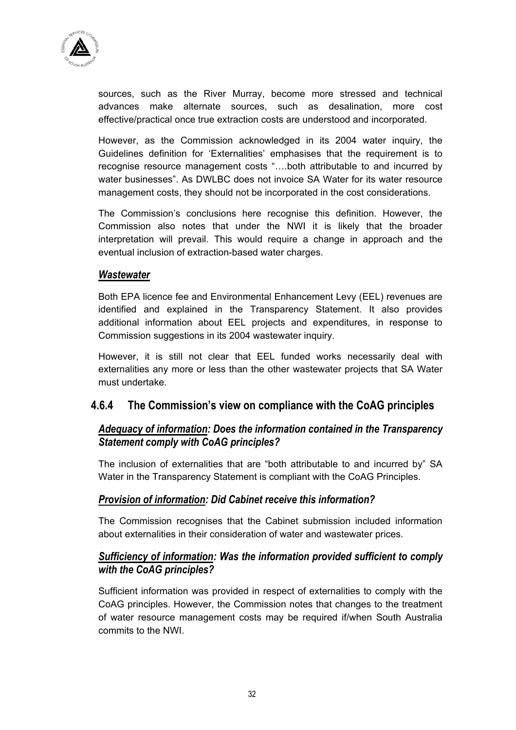sources, such as the River Murray, become more stressed and technical advances make alternate sources, such as desalination, more cost effective/practical once true extraction costs are understood and incorporated.

However, as the Commission acknowledged in its 2004 water inquiry, the Guidelines definition for 'Externalities' emphasises that the requirement is to recognise resource management costs "….both attributable to and incurred by water businesses". As DWLBC does not invoice SA Water for its water resource management costs, they should not be incorporated in the cost considerations.

The Commission's conclusions here recognise this definition. However, the Commission also notes that under the NWI it is likely that the broader interpretation will prevail. This would require a change in approach and the eventual inclusion of extraction-based water charges.

### *Wastewater*

Both EPA licence fee and Environmental Enhancement Levy (EEL) revenues are identified and explained in the Transparency Statement. It also provides additional information about EEL projects and expenditures, in response to Commission suggestions in its 2004 wastewater inquiry.

However, it is still not clear that EEL funded works necessarily deal with externalities any more or less than the other wastewater projects that SA Water must undertake.

## 4.6.4 The Commission's view on compliance with the CoAG principles

### *Adequacy of information: Does the information contained in the Transparency Statement comply with CoAG principles?*

The inclusion of externalities that are "both attributable to and incurred by" SA Water in the Transparency Statement is compliant with the CoAG Principles.

### *Provision of information: Did Cabinet receive this information?*

The Commission recognises that the Cabinet submission included information about externalities in their consideration of water and wastewater prices.

### *Sufficiency of information: Was the information provided sufficient to comply with the CoAG principles?*

Sufficient information was provided in respect of externalities to comply with the CoAG principles. However, the Commission notes that changes to the treatment of water resource management costs may be required if/when South Australia commits to the NWI.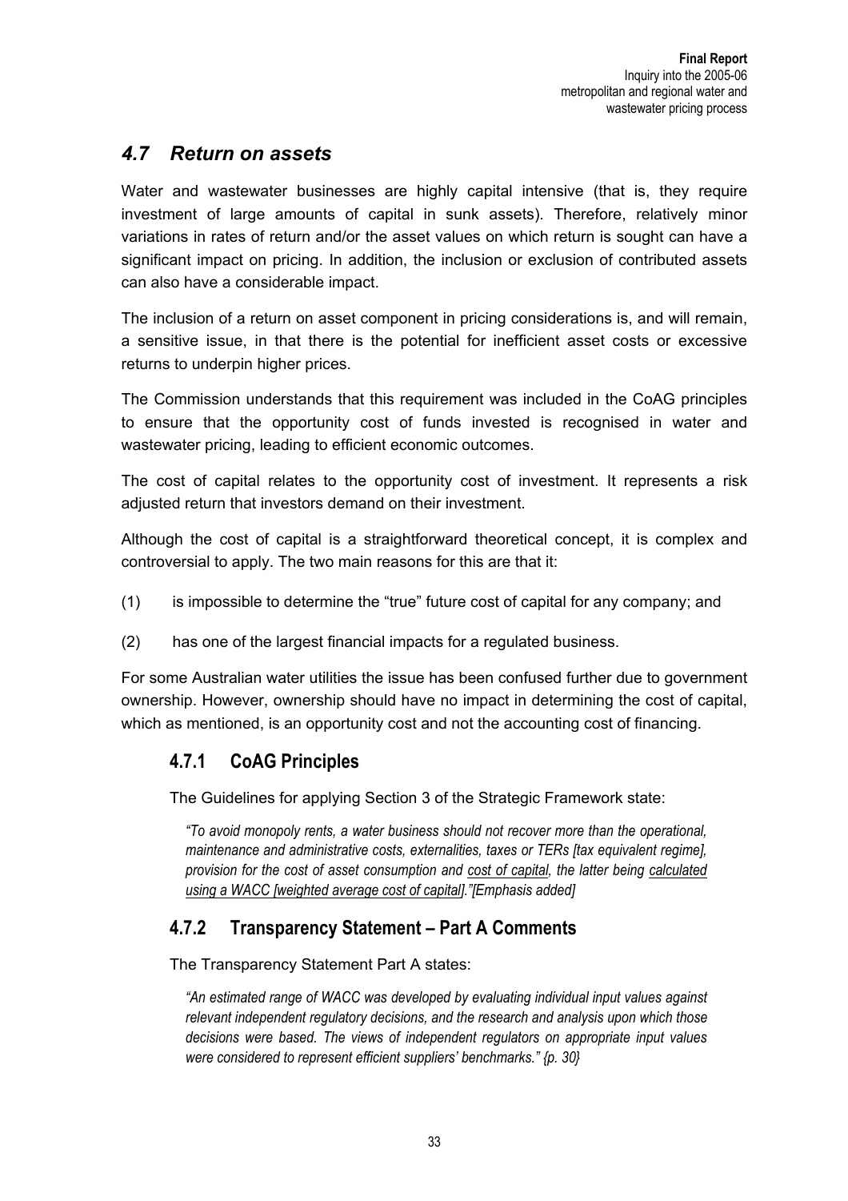## *4.7 Return on assets*

Water and wastewater businesses are highly capital intensive (that is, they require investment of large amounts of capital in sunk assets). Therefore, relatively minor variations in rates of return and/or the asset values on which return is sought can have a significant impact on pricing. In addition, the inclusion or exclusion of contributed assets can also have a considerable impact.

The inclusion of a return on asset component in pricing considerations is, and will remain, a sensitive issue, in that there is the potential for inefficient asset costs or excessive returns to underpin higher prices.

The Commission understands that this requirement was included in the CoAG principles to ensure that the opportunity cost of funds invested is recognised in water and wastewater pricing, leading to efficient economic outcomes.

The cost of capital relates to the opportunity cost of investment. It represents a risk adjusted return that investors demand on their investment.

Although the cost of capital is a straightforward theoretical concept, it is complex and controversial to apply. The two main reasons for this are that it:

(1) is impossible to determine the "true" future cost of capital for any company; and

(2) has one of the largest financial impacts for a regulated business.

For some Australian water utilities the issue has been confused further due to government ownership. However, ownership should have no impact in determining the cost of capital, which as mentioned, is an opportunity cost and not the accounting cost of financing.

### 4.7.1 CoAG Principles

The Guidelines for applying Section 3 of the Strategic Framework state:

*"To avoid monopoly rents, a water business should not recover more than the operational, maintenance and administrative costs, externalities, taxes or TERs [tax equivalent regime], provision for the cost of asset consumption and <u>cost of capital</u>, the latter being <u>calculated using a WACC [weighted average cost of capital]</u>."[Emphasis added]*

### 4.7.2 Transparency Statement – Part A Comments

The Transparency Statement Part A states:

*"An estimated range of WACC was developed by evaluating individual input values against relevant independent regulatory decisions, and the research and analysis upon which those decisions were based. The views of independent regulators on appropriate input values were considered to represent efficient suppliers' benchmarks." {p. 30}*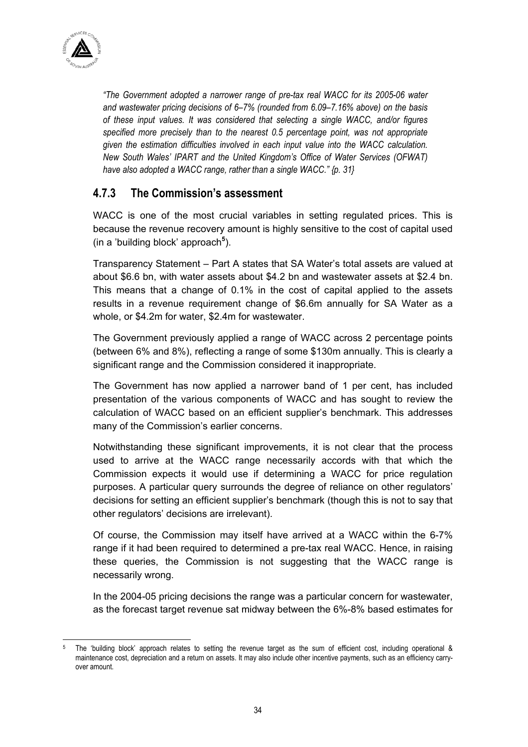*"The Government adopted a narrower range of pre-tax real WACC for its 2005-06 water and wastewater pricing decisions of 6–7% (rounded from 6.09–7.16% above) on the basis of these input values. It was considered that selecting a single WACC, and/or figures specified more precisely than to the nearest 0.5 percentage point, was not appropriate given the estimation difficulties involved in each input value into the WACC calculation. New South Wales' IPART and the United Kingdom's Office of Water Services (OFWAT) have also adopted a WACC range, rather than a single WACC." {p. 31}*

### 4.7.3 The Commission's assessment

WACC is one of the most crucial variables in setting regulated prices. This is because the revenue recovery amount is highly sensitive to the cost of capital used (in a 'building block' approach[5]).

Transparency Statement – Part A states that SA Water's total assets are valued at about \$6.6 bn, with water assets about \$4.2 bn and wastewater assets at \$2.4 bn. This means that a change of 0.1% in the cost of capital applied to the assets results in a revenue requirement change of \$6.6m annually for SA Water as a whole, or \$4.2m for water, \$2.4m for wastewater.

The Government previously applied a range of WACC across 2 percentage points (between 6% and 8%), reflecting a range of some \$130m annually. This is clearly a significant range and the Commission considered it inappropriate.

The Government has now applied a narrower band of 1 per cent, has included presentation of the various components of WACC and has sought to review the calculation of WACC based on an efficient supplier's benchmark. This addresses many of the Commission's earlier concerns.

Notwithstanding these significant improvements, it is not clear that the process used to arrive at the WACC range necessarily accords with that which the Commission expects it would use if determining a WACC for price regulation purposes. A particular query surrounds the degree of reliance on other regulators' decisions for setting an efficient supplier's benchmark (though this is not to say that other regulators' decisions are irrelevant).

Of course, the Commission may itself have arrived at a WACC within the 6-7% range if it had been required to determined a pre-tax real WACC. Hence, in raising these queries, the Commission is not suggesting that the WACC range is necessarily wrong.

In the 2004-05 pricing decisions the range was a particular concern for wastewater, as the forecast target revenue sat midway between the 6%-8% based estimates for

---

[5] The 'building block' approach relates to setting the revenue target as the sum of efficient cost, including operational & maintenance cost, depreciation and a return on assets. It may also include other incentive payments, such as an efficiency carry-over amount.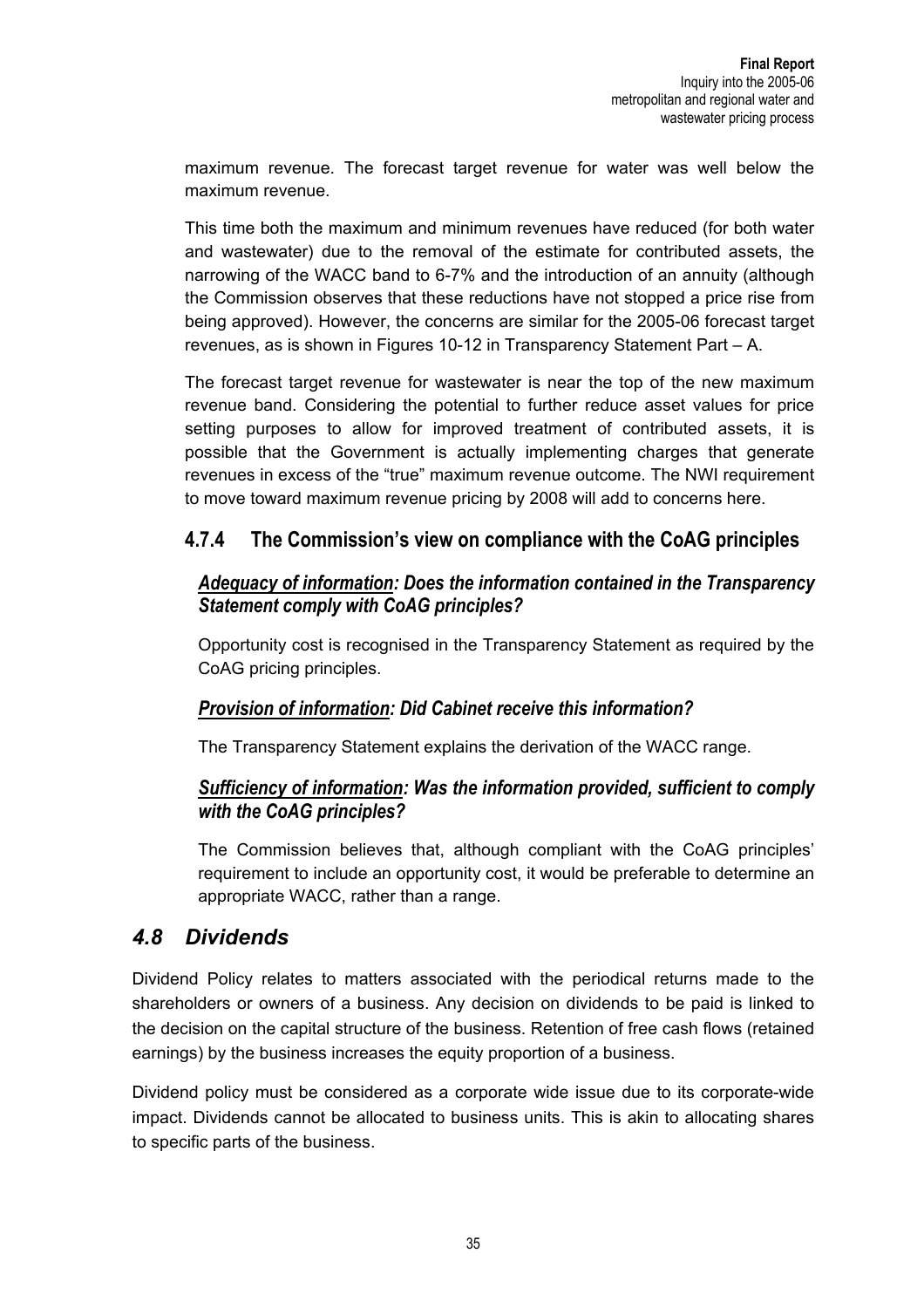maximum revenue. The forecast target revenue for water was well below the maximum revenue.

This time both the maximum and minimum revenues have reduced (for both water and wastewater) due to the removal of the estimate for contributed assets, the narrowing of the WACC band to 6-7% and the introduction of an annuity (although the Commission observes that these reductions have not stopped a price rise from being approved). However, the concerns are similar for the 2005-06 forecast target revenues, as is shown in Figures 10-12 in Transparency Statement Part – A.

The forecast target revenue for wastewater is near the top of the new maximum revenue band. Considering the potential to further reduce asset values for price setting purposes to allow for improved treatment of contributed assets, it is possible that the Government is actually implementing charges that generate revenues in excess of the "true" maximum revenue outcome. The NWI requirement to move toward maximum revenue pricing by 2008 will add to concerns here.

### 4.7.4 The Commission's view on compliance with the CoAG principles

#### *__Adequacy of information__: Does the information contained in the Transparency Statement comply with CoAG principles?*

Opportunity cost is recognised in the Transparency Statement as required by the CoAG pricing principles.

#### *__Provision of information__: Did Cabinet receive this information?*

The Transparency Statement explains the derivation of the WACC range.

#### *__Sufficiency of information__: Was the information provided, sufficient to comply with the CoAG principles?*

The Commission believes that, although compliant with the CoAG principles' requirement to include an opportunity cost, it would be preferable to determine an appropriate WACC, rather than a range.

## *4.8 Dividends*

Dividend Policy relates to matters associated with the periodical returns made to the shareholders or owners of a business. Any decision on dividends to be paid is linked to the decision on the capital structure of the business. Retention of free cash flows (retained earnings) by the business increases the equity proportion of a business.

Dividend policy must be considered as a corporate wide issue due to its corporate-wide impact. Dividends cannot be allocated to business units. This is akin to allocating shares to specific parts of the business.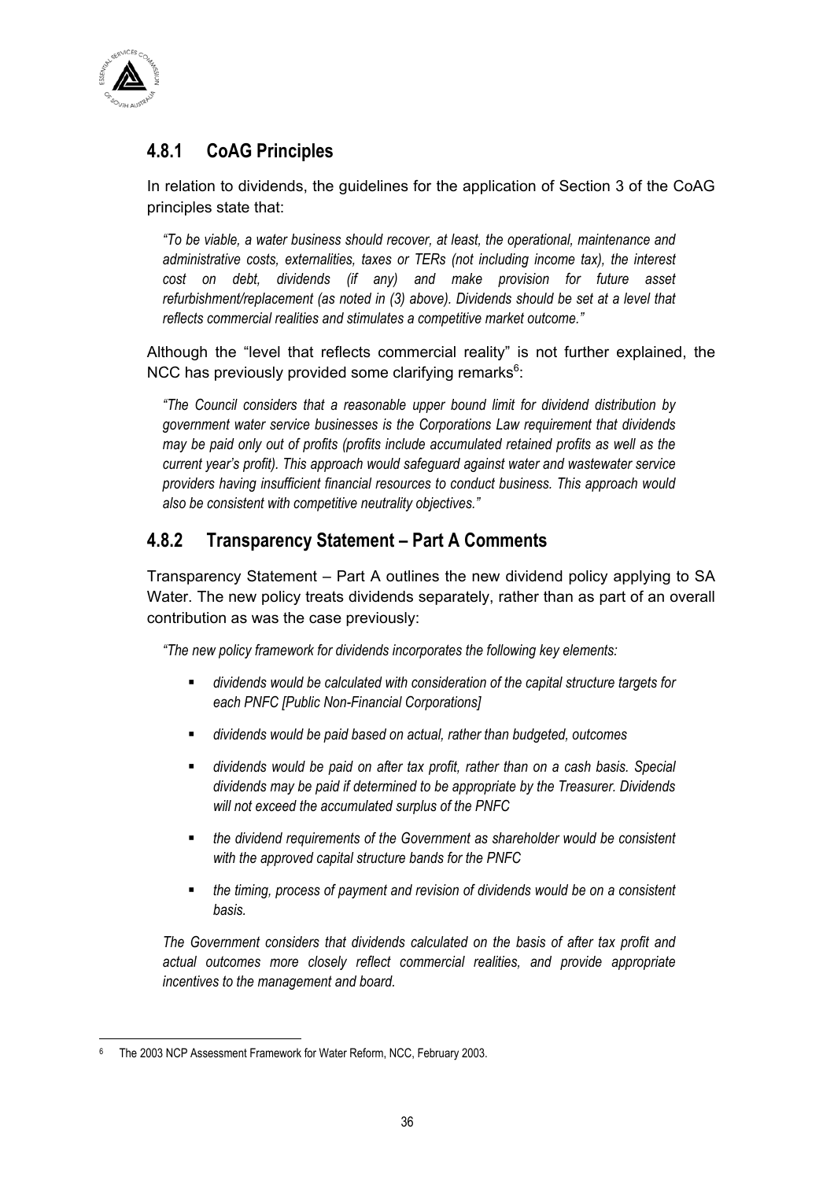### 4.8.1 CoAG Principles

In relation to dividends, the guidelines for the application of Section 3 of the CoAG principles state that:

> *"To be viable, a water business should recover, at least, the operational, maintenance and administrative costs, externalities, taxes or TERs (not including income tax), the interest cost on debt, dividends (if any) and make provision for future asset refurbishment/replacement (as noted in (3) above). Dividends should be set at a level that reflects commercial realities and stimulates a competitive market outcome."*

Although the "level that reflects commercial reality" is not further explained, the NCC has previously provided some clarifying remarks[6]:

> *"The Council considers that a reasonable upper bound limit for dividend distribution by government water service businesses is the Corporations Law requirement that dividends may be paid only out of profits (profits include accumulated retained profits as well as the current year's profit). This approach would safeguard against water and wastewater service providers having insufficient financial resources to conduct business. This approach would also be consistent with competitive neutrality objectives."*

### 4.8.2 Transparency Statement – Part A Comments

Transparency Statement – Part A outlines the new dividend policy applying to SA Water. The new policy treats dividends separately, rather than as part of an overall contribution as was the case previously:

> *"The new policy framework for dividends incorporates the following key elements:*
>
> - *dividends would be calculated with consideration of the capital structure targets for each PNFC [Public Non-Financial Corporations]*
> - *dividends would be paid based on actual, rather than budgeted, outcomes*
> - *dividends would be paid on after tax profit, rather than on a cash basis. Special dividends may be paid if determined to be appropriate by the Treasurer. Dividends will not exceed the accumulated surplus of the PNFC*
> - *the dividend requirements of the Government as shareholder would be consistent with the approved capital structure bands for the PNFC*
> - *the timing, process of payment and revision of dividends would be on a consistent basis.*
>
> *The Government considers that dividends calculated on the basis of after tax profit and actual outcomes more closely reflect commercial realities, and provide appropriate incentives to the management and board.*

---

[6] The 2003 NCP Assessment Framework for Water Reform, NCC, February 2003.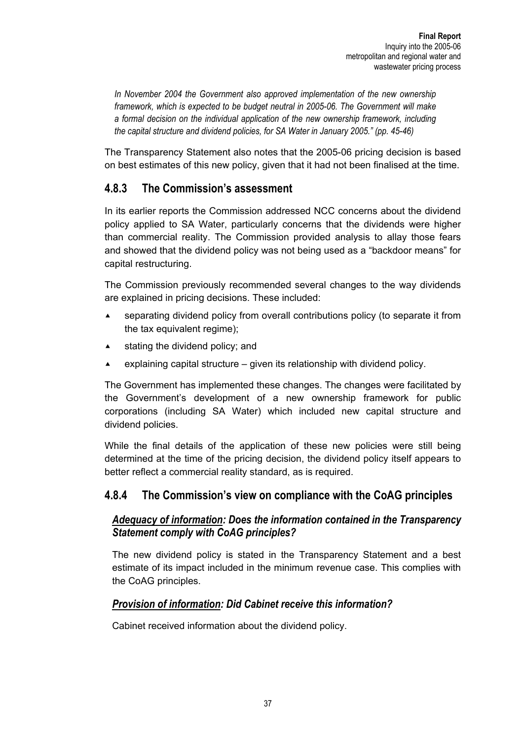*In November 2004 the Government also approved implementation of the new ownership framework, which is expected to be budget neutral in 2005-06. The Government will make a formal decision on the individual application of the new ownership framework, including the capital structure and dividend policies, for SA Water in January 2005." (pp. 45-46)*

The Transparency Statement also notes that the 2005-06 pricing decision is based on best estimates of this new policy, given that it had not been finalised at the time.

### 4.8.3 The Commission's assessment

In its earlier reports the Commission addressed NCC concerns about the dividend policy applied to SA Water, particularly concerns that the dividends were higher than commercial reality. The Commission provided analysis to allay those fears and showed that the dividend policy was not being used as a "backdoor means" for capital restructuring.

The Commission previously recommended several changes to the way dividends are explained in pricing decisions. These included:

- separating dividend policy from overall contributions policy (to separate it from the tax equivalent regime);
- stating the dividend policy; and
- explaining capital structure – given its relationship with dividend policy.

The Government has implemented these changes. The changes were facilitated by the Government's development of a new ownership framework for public corporations (including SA Water) which included new capital structure and dividend policies.

While the final details of the application of these new policies were still being determined at the time of the pricing decision, the dividend policy itself appears to better reflect a commercial reality standard, as is required.

### 4.8.4 The Commission's view on compliance with the CoAG principles

#### ***Adequacy of information*: Does the information contained in the Transparency Statement comply with CoAG principles?**

The new dividend policy is stated in the Transparency Statement and a best estimate of its impact included in the minimum revenue case. This complies with the CoAG principles.

#### ***Provision of information*: Did Cabinet receive this information?**

Cabinet received information about the dividend policy.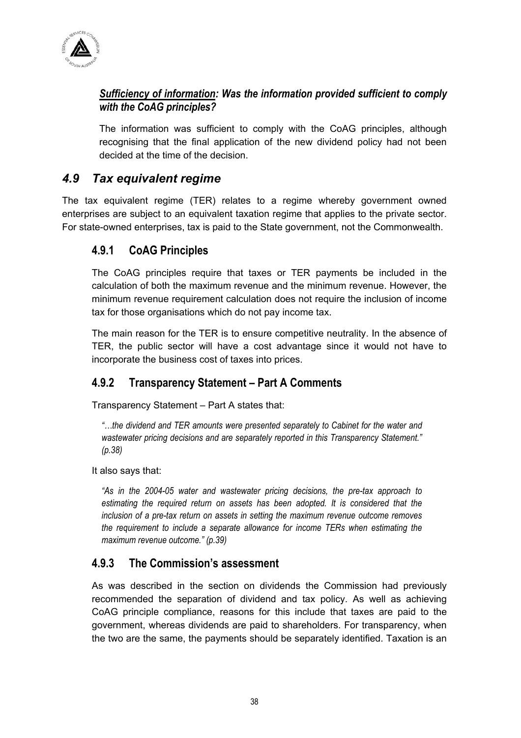***Sufficiency of information*: Was the information provided sufficient to comply with the CoAG principles?**

The information was sufficient to comply with the CoAG principles, although recognising that the final application of the new dividend policy had not been decided at the time of the decision.

## *4.9 Tax equivalent regime*

The tax equivalent regime (TER) relates to a regime whereby government owned enterprises are subject to an equivalent taxation regime that applies to the private sector. For state-owned enterprises, tax is paid to the State government, not the Commonwealth.

### 4.9.1 CoAG Principles

The CoAG principles require that taxes or TER payments be included in the calculation of both the maximum revenue and the minimum revenue. However, the minimum revenue requirement calculation does not require the inclusion of income tax for those organisations which do not pay income tax.

The main reason for the TER is to ensure competitive neutrality. In the absence of TER, the public sector will have a cost advantage since it would not have to incorporate the business cost of taxes into prices.

### 4.9.2 Transparency Statement – Part A Comments

Transparency Statement – Part A states that:

> *"…the dividend and TER amounts were presented separately to Cabinet for the water and wastewater pricing decisions and are separately reported in this Transparency Statement." (p.38)*

It also says that:

> *"As in the 2004-05 water and wastewater pricing decisions, the pre-tax approach to estimating the required return on assets has been adopted. It is considered that the inclusion of a pre-tax return on assets in setting the maximum revenue outcome removes the requirement to include a separate allowance for income TERs when estimating the maximum revenue outcome." (p.39)*

### 4.9.3 The Commission's assessment

As was described in the section on dividends the Commission had previously recommended the separation of dividend and tax policy. As well as achieving CoAG principle compliance, reasons for this include that taxes are paid to the government, whereas dividends are paid to shareholders. For transparency, when the two are the same, the payments should be separately identified. Taxation is an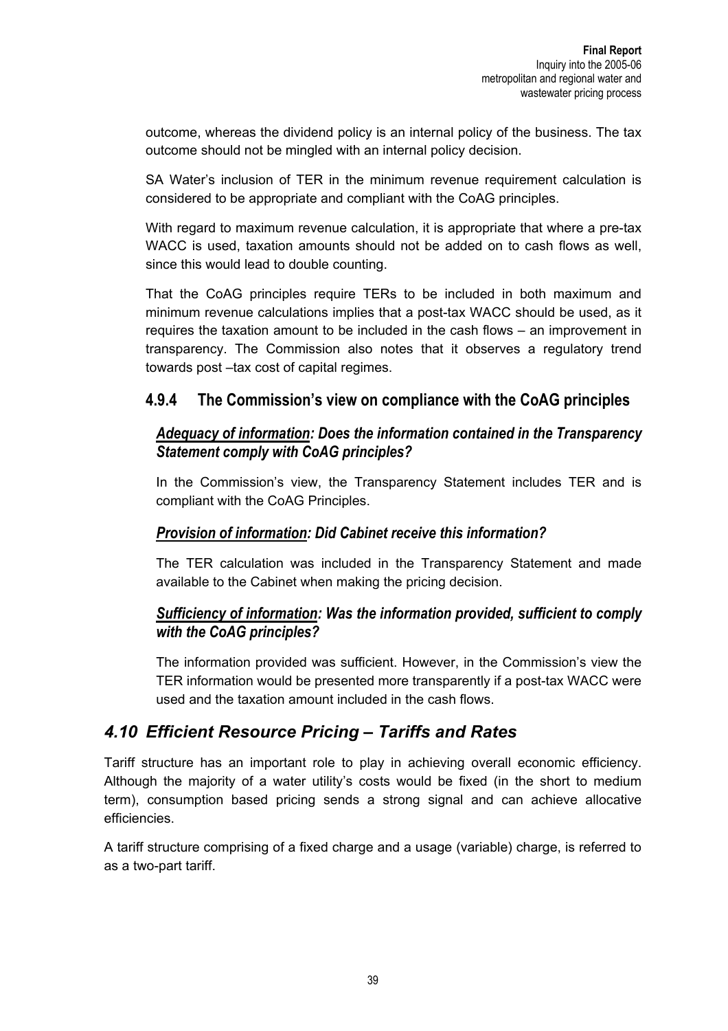outcome, whereas the dividend policy is an internal policy of the business. The tax outcome should not be mingled with an internal policy decision.

SA Water's inclusion of TER in the minimum revenue requirement calculation is considered to be appropriate and compliant with the CoAG principles.

With regard to maximum revenue calculation, it is appropriate that where a pre-tax WACC is used, taxation amounts should not be added on to cash flows as well, since this would lead to double counting.

That the CoAG principles require TERs to be included in both maximum and minimum revenue calculations implies that a post-tax WACC should be used, as it requires the taxation amount to be included in the cash flows – an improvement in transparency. The Commission also notes that it observes a regulatory trend towards post –tax cost of capital regimes.

### 4.9.4 The Commission's view on compliance with the CoAG principles

***<u>Adequacy of information</u>: Does the information contained in the Transparency Statement comply with CoAG principles?***

In the Commission's view, the Transparency Statement includes TER and is compliant with the CoAG Principles.

***<u>Provision of information</u>: Did Cabinet receive this information?***

The TER calculation was included in the Transparency Statement and made available to the Cabinet when making the pricing decision.

***<u>Sufficiency of information</u>: Was the information provided, sufficient to comply with the CoAG principles?***

The information provided was sufficient. However, in the Commission's view the TER information would be presented more transparently if a post-tax WACC were used and the taxation amount included in the cash flows.

## *4.10 Efficient Resource Pricing – Tariffs and Rates*

Tariff structure has an important role to play in achieving overall economic efficiency. Although the majority of a water utility's costs would be fixed (in the short to medium term), consumption based pricing sends a strong signal and can achieve allocative efficiencies.

A tariff structure comprising of a fixed charge and a usage (variable) charge, is referred to as a two-part tariff.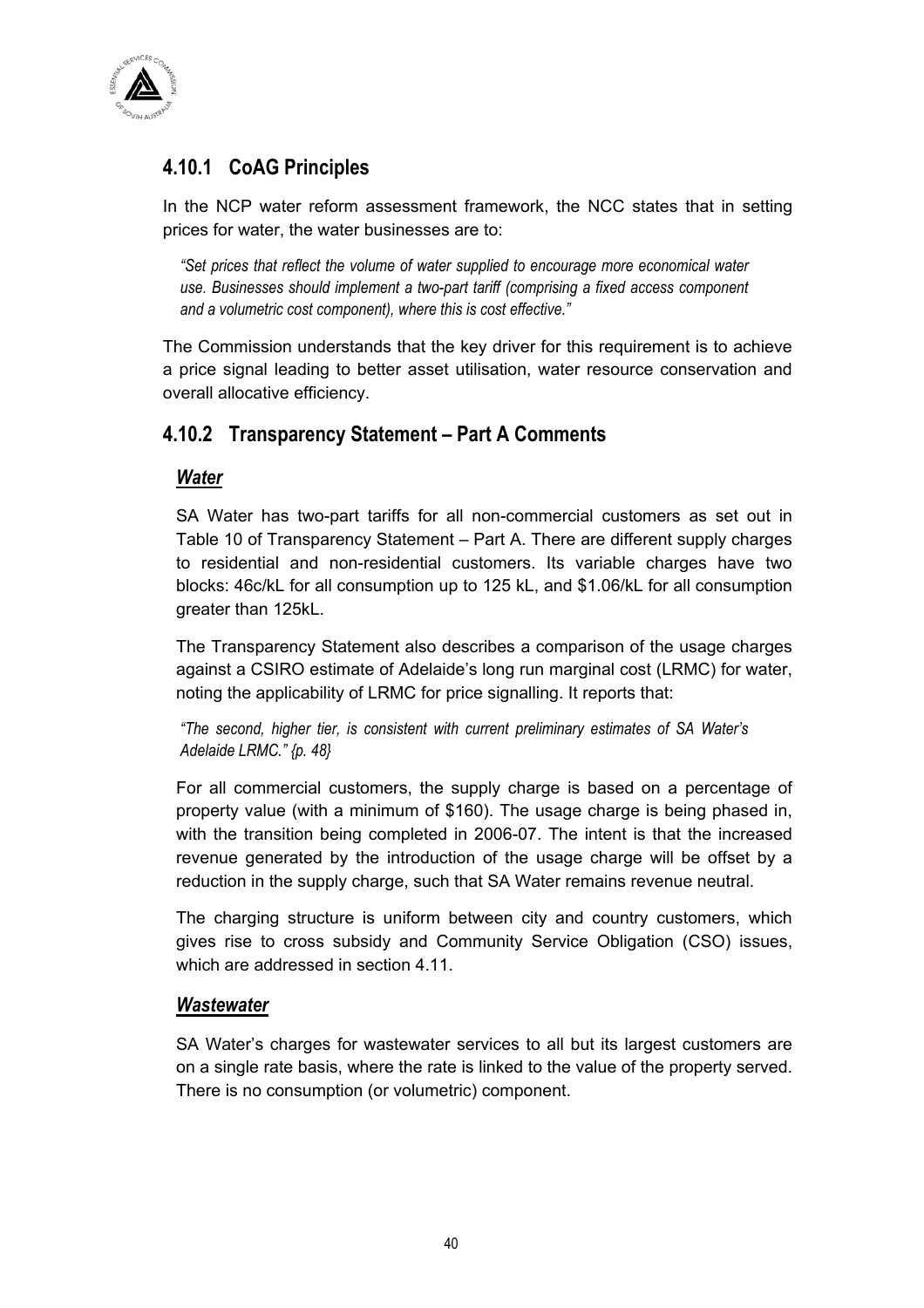### 4.10.1 CoAG Principles

In the NCP water reform assessment framework, the NCC states that in setting prices for water, the water businesses are to:

> *"Set prices that reflect the volume of water supplied to encourage more economical water use. Businesses should implement a two-part tariff (comprising a fixed access component and a volumetric cost component), where this is cost effective."*

The Commission understands that the key driver for this requirement is to achieve a price signal leading to better asset utilisation, water resource conservation and overall allocative efficiency.

### 4.10.2 Transparency Statement – Part A Comments

#### ***Water***

SA Water has two-part tariffs for all non-commercial customers as set out in Table 10 of Transparency Statement – Part A. There are different supply charges to residential and non-residential customers. Its variable charges have two blocks: 46c/kL for all consumption up to 125 kL, and $1.06/kL for all consumption greater than 125kL.

The Transparency Statement also describes a comparison of the usage charges against a CSIRO estimate of Adelaide's long run marginal cost (LRMC) for water, noting the applicability of LRMC for price signalling. It reports that:

> *"The second, higher tier, is consistent with current preliminary estimates of SA Water's Adelaide LRMC." {p. 48}*

For all commercial customers, the supply charge is based on a percentage of property value (with a minimum of $160). The usage charge is being phased in, with the transition being completed in 2006-07. The intent is that the increased revenue generated by the introduction of the usage charge will be offset by a reduction in the supply charge, such that SA Water remains revenue neutral.

The charging structure is uniform between city and country customers, which gives rise to cross subsidy and Community Service Obligation (CSO) issues, which are addressed in section 4.11.

#### ***Wastewater***

SA Water's charges for wastewater services to all but its largest customers are on a single rate basis, where the rate is linked to the value of the property served. There is no consumption (or volumetric) component.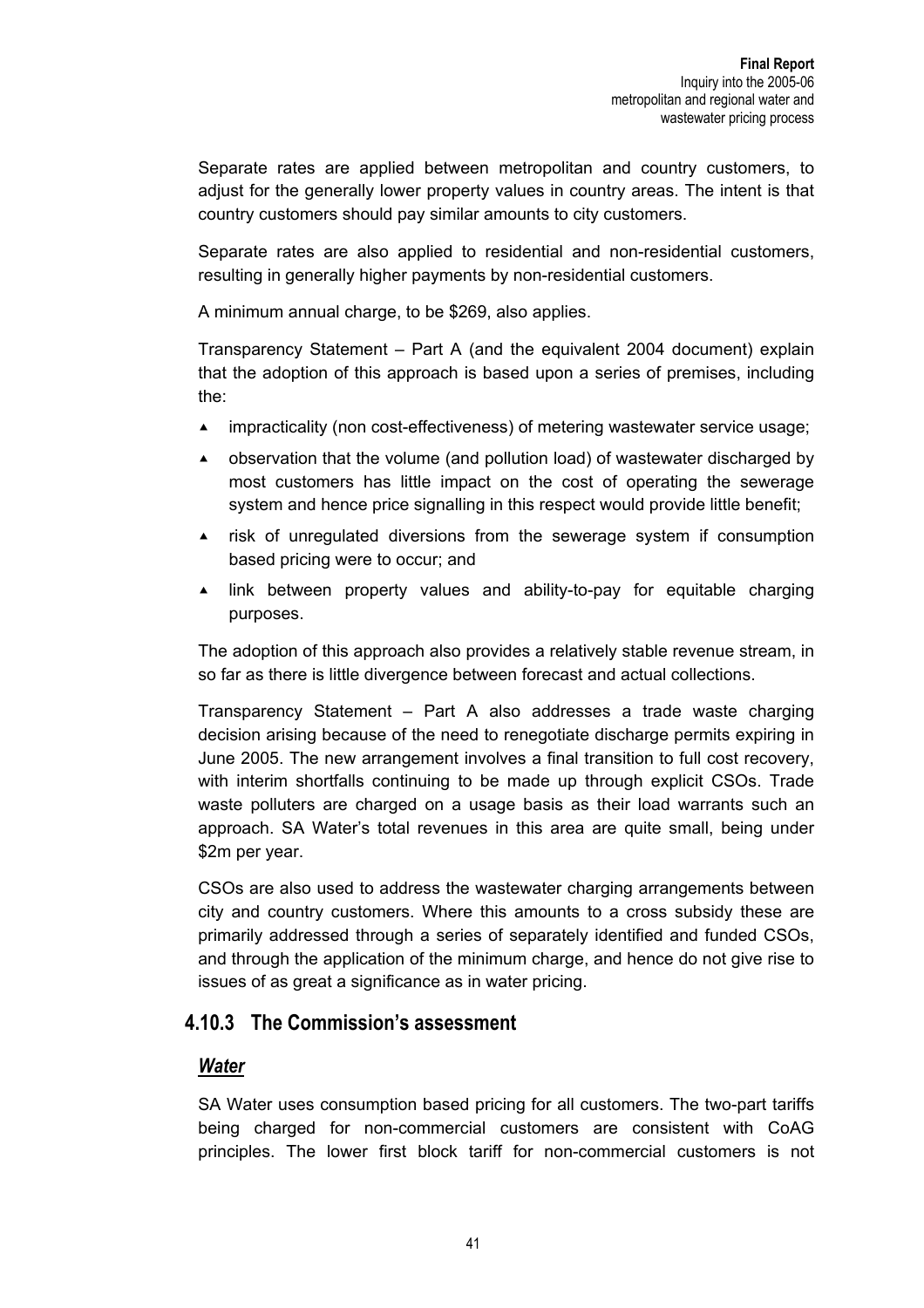Separate rates are applied between metropolitan and country customers, to adjust for the generally lower property values in country areas. The intent is that country customers should pay similar amounts to city customers.

Separate rates are also applied to residential and non-residential customers, resulting in generally higher payments by non-residential customers.

A minimum annual charge, to be $269, also applies.

Transparency Statement – Part A (and the equivalent 2004 document) explain that the adoption of this approach is based upon a series of premises, including the:

- impracticality (non cost-effectiveness) of metering wastewater service usage;
- observation that the volume (and pollution load) of wastewater discharged by most customers has little impact on the cost of operating the sewerage system and hence price signalling in this respect would provide little benefit;
- risk of unregulated diversions from the sewerage system if consumption based pricing were to occur; and
- link between property values and ability-to-pay for equitable charging purposes.

The adoption of this approach also provides a relatively stable revenue stream, in so far as there is little divergence between forecast and actual collections.

Transparency Statement – Part A also addresses a trade waste charging decision arising because of the need to renegotiate discharge permits expiring in June 2005. The new arrangement involves a final transition to full cost recovery, with interim shortfalls continuing to be made up through explicit CSOs. Trade waste polluters are charged on a usage basis as their load warrants such an approach. SA Water's total revenues in this area are quite small, being under $2m per year.

CSOs are also used to address the wastewater charging arrangements between city and country customers. Where this amounts to a cross subsidy these are primarily addressed through a series of separately identified and funded CSOs, and through the application of the minimum charge, and hence do not give rise to issues of as great a significance as in water pricing.

### 4.10.3 The Commission's assessment

#### *Water*

SA Water uses consumption based pricing for all customers. The two-part tariffs being charged for non-commercial customers are consistent with CoAG principles. The lower first block tariff for non-commercial customers is not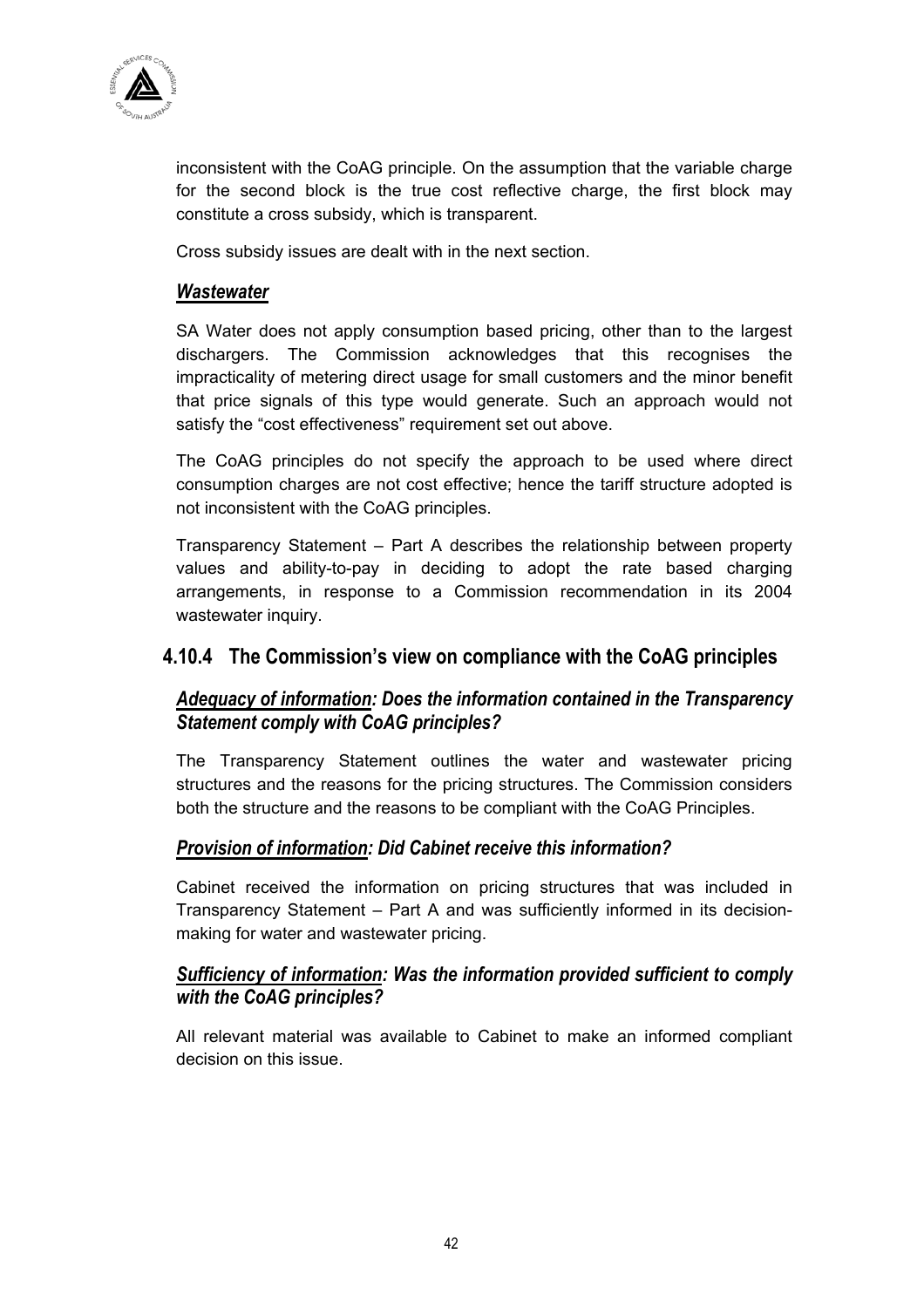inconsistent with the CoAG principle. On the assumption that the variable charge for the second block is the true cost reflective charge, the first block may constitute a cross subsidy, which is transparent.

Cross subsidy issues are dealt with in the next section.

***Wastewater***

SA Water does not apply consumption based pricing, other than to the largest dischargers. The Commission acknowledges that this recognises the impracticality of metering direct usage for small customers and the minor benefit that price signals of this type would generate. Such an approach would not satisfy the "cost effectiveness" requirement set out above.

The CoAG principles do not specify the approach to be used where direct consumption charges are not cost effective; hence the tariff structure adopted is not inconsistent with the CoAG principles.

Transparency Statement – Part A describes the relationship between property values and ability-to-pay in deciding to adopt the rate based charging arrangements, in response to a Commission recommendation in its 2004 wastewater inquiry.

### 4.10.4 The Commission's view on compliance with the CoAG principles

#### ***Adequacy of information: Does the information contained in the Transparency Statement comply with CoAG principles?***

The Transparency Statement outlines the water and wastewater pricing structures and the reasons for the pricing structures. The Commission considers both the structure and the reasons to be compliant with the CoAG Principles.

#### ***Provision of information: Did Cabinet receive this information?***

Cabinet received the information on pricing structures that was included in Transparency Statement – Part A and was sufficiently informed in its decision-making for water and wastewater pricing.

#### ***Sufficiency of information: Was the information provided sufficient to comply with the CoAG principles?***

All relevant material was available to Cabinet to make an informed compliant decision on this issue.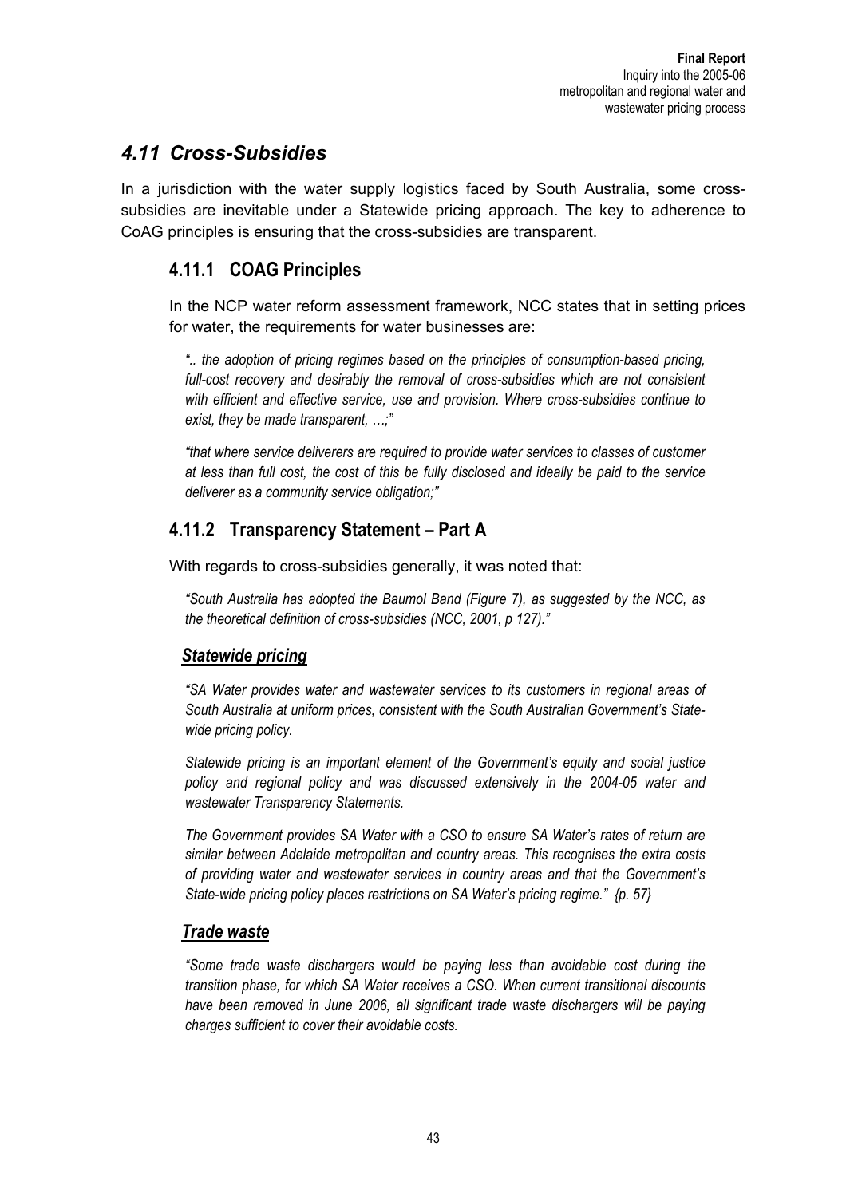## *4.11 Cross-Subsidies*

In a jurisdiction with the water supply logistics faced by South Australia, some cross-subsidies are inevitable under a Statewide pricing approach. The key to adherence to CoAG principles is ensuring that the cross-subsidies are transparent.

### 4.11.1 COAG Principles

In the NCP water reform assessment framework, NCC states that in setting prices for water, the requirements for water businesses are:

*".. the adoption of pricing regimes based on the principles of consumption-based pricing, full-cost recovery and desirably the removal of cross-subsidies which are not consistent with efficient and effective service, use and provision. Where cross-subsidies continue to exist, they be made transparent, …;"*

*"that where service deliverers are required to provide water services to classes of customer at less than full cost, the cost of this be fully disclosed and ideally be paid to the service deliverer as a community service obligation;"*

### 4.11.2 Transparency Statement – Part A

With regards to cross-subsidies generally, it was noted that:

*"South Australia has adopted the Baumol Band (Figure 7), as suggested by the NCC, as the theoretical definition of cross-subsidies (NCC, 2001, p 127)."*

#### ***Statewide pricing***

*"SA Water provides water and wastewater services to its customers in regional areas of South Australia at uniform prices, consistent with the South Australian Government's State-wide pricing policy.*

*Statewide pricing is an important element of the Government's equity and social justice policy and regional policy and was discussed extensively in the 2004-05 water and wastewater Transparency Statements.*

*The Government provides SA Water with a CSO to ensure SA Water's rates of return are similar between Adelaide metropolitan and country areas. This recognises the extra costs of providing water and wastewater services in country areas and that the Government's State-wide pricing policy places restrictions on SA Water's pricing regime." {p. 57}*

#### ***Trade waste***

*"Some trade waste dischargers would be paying less than avoidable cost during the transition phase, for which SA Water receives a CSO. When current transitional discounts have been removed in June 2006, all significant trade waste dischargers will be paying charges sufficient to cover their avoidable costs.*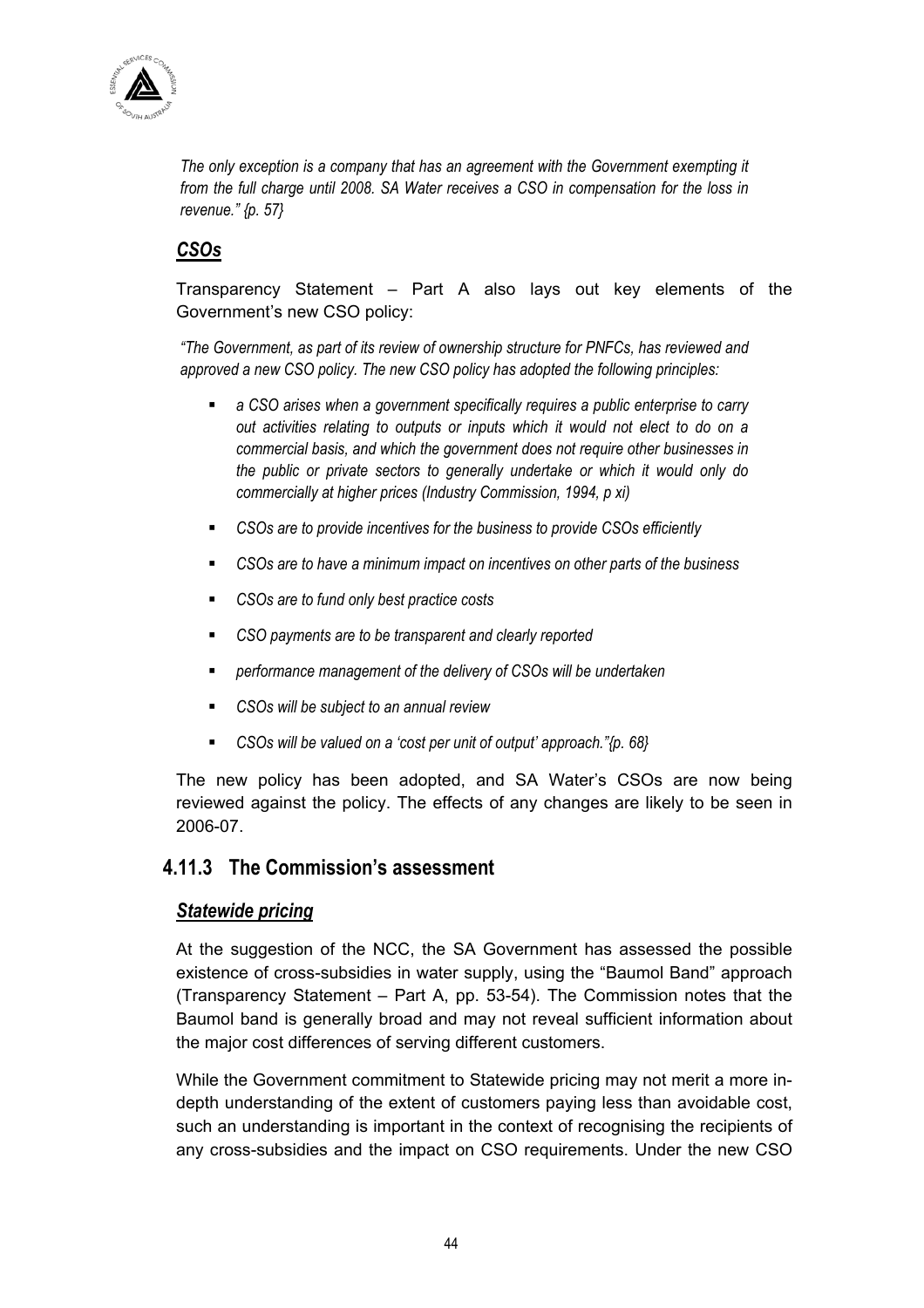*The only exception is a company that has an agreement with the Government exempting it from the full charge until 2008. SA Water receives a CSO in compensation for the loss in revenue." {p. 57}*

## *CSOs*

Transparency Statement – Part A also lays out key elements of the Government's new CSO policy:

*"The Government, as part of its review of ownership structure for PNFCs, has reviewed and approved a new CSO policy. The new CSO policy has adopted the following principles:*

- *a CSO arises when a government specifically requires a public enterprise to carry out activities relating to outputs or inputs which it would not elect to do on a commercial basis, and which the government does not require other businesses in the public or private sectors to generally undertake or which it would only do commercially at higher prices (Industry Commission, 1994, p xi)*
- *CSOs are to provide incentives for the business to provide CSOs efficiently*
- *CSOs are to have a minimum impact on incentives on other parts of the business*
- *CSOs are to fund only best practice costs*
- *CSO payments are to be transparent and clearly reported*
- *performance management of the delivery of CSOs will be undertaken*
- *CSOs will be subject to an annual review*
- *CSOs will be valued on a 'cost per unit of output' approach."{p. 68}*

The new policy has been adopted, and SA Water's CSOs are now being reviewed against the policy. The effects of any changes are likely to be seen in 2006-07.

### 4.11.3 The Commission's assessment

## *Statewide pricing*

At the suggestion of the NCC, the SA Government has assessed the possible existence of cross-subsidies in water supply, using the "Baumol Band" approach (Transparency Statement – Part A, pp. 53-54). The Commission notes that the Baumol band is generally broad and may not reveal sufficient information about the major cost differences of serving different customers.

While the Government commitment to Statewide pricing may not merit a more in-depth understanding of the extent of customers paying less than avoidable cost, such an understanding is important in the context of recognising the recipients of any cross-subsidies and the impact on CSO requirements. Under the new CSO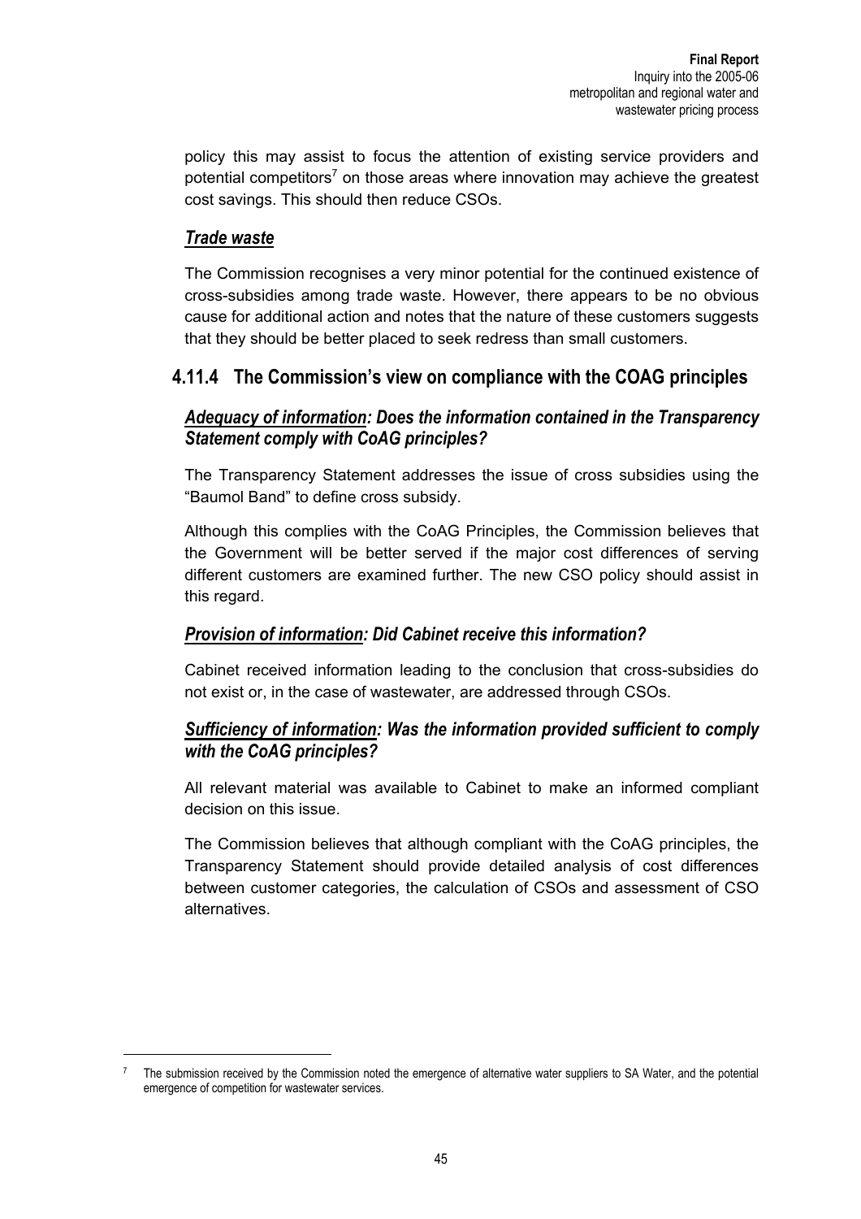policy this may assist to focus the attention of existing service providers and potential competitors[7] on those areas where innovation may achieve the greatest cost savings. This should then reduce CSOs.

### *Trade waste*

The Commission recognises a very minor potential for the continued existence of cross-subsidies among trade waste. However, there appears to be no obvious cause for additional action and notes that the nature of these customers suggests that they should be better placed to seek redress than small customers.

## 4.11.4 The Commission's view on compliance with the COAG principles

### *Adequacy of information: Does the information contained in the Transparency Statement comply with CoAG principles?*

The Transparency Statement addresses the issue of cross subsidies using the "Baumol Band" to define cross subsidy.

Although this complies with the CoAG Principles, the Commission believes that the Government will be better served if the major cost differences of serving different customers are examined further. The new CSO policy should assist in this regard.

### *Provision of information: Did Cabinet receive this information?*

Cabinet received information leading to the conclusion that cross-subsidies do not exist or, in the case of wastewater, are addressed through CSOs.

### *Sufficiency of information: Was the information provided sufficient to comply with the CoAG principles?*

All relevant material was available to Cabinet to make an informed compliant decision on this issue.

The Commission believes that although compliant with the CoAG principles, the Transparency Statement should provide detailed analysis of cost differences between customer categories, the calculation of CSOs and assessment of CSO alternatives.

---

[7] The submission received by the Commission noted the emergence of alternative water suppliers to SA Water, and the potential emergence of competition for wastewater services.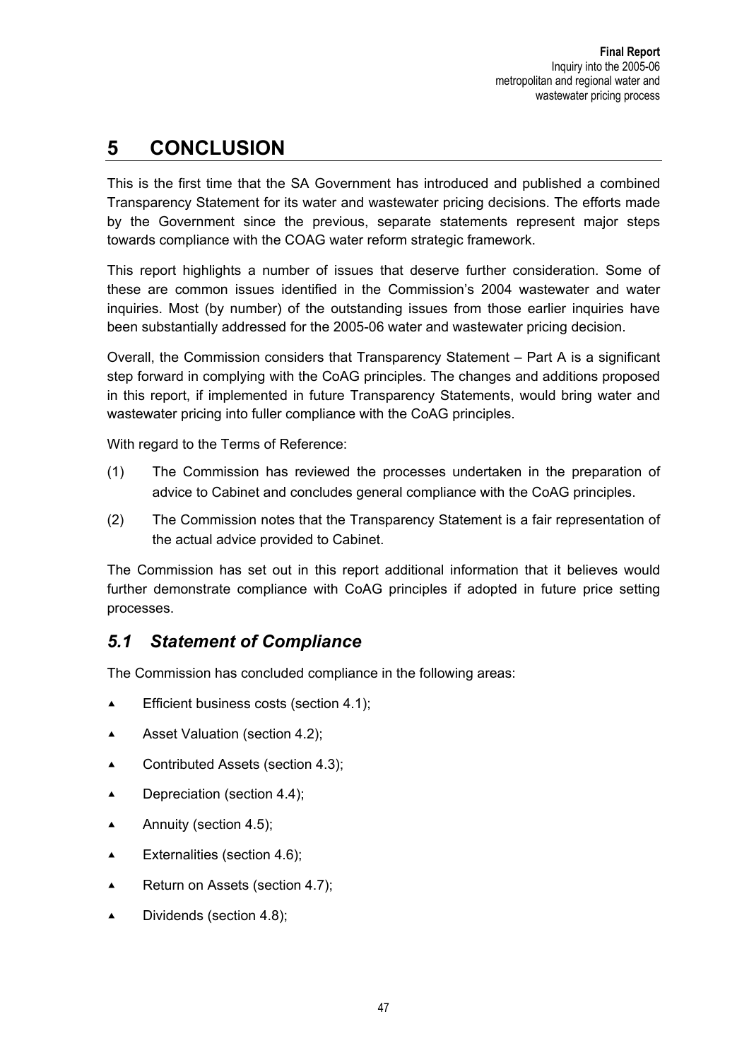# 5 CONCLUSION

This is the first time that the SA Government has introduced and published a combined Transparency Statement for its water and wastewater pricing decisions. The efforts made by the Government since the previous, separate statements represent major steps towards compliance with the COAG water reform strategic framework.

This report highlights a number of issues that deserve further consideration. Some of these are common issues identified in the Commission's 2004 wastewater and water inquiries. Most (by number) of the outstanding issues from those earlier inquiries have been substantially addressed for the 2005-06 water and wastewater pricing decision.

Overall, the Commission considers that Transparency Statement – Part A is a significant step forward in complying with the CoAG principles. The changes and additions proposed in this report, if implemented in future Transparency Statements, would bring water and wastewater pricing into fuller compliance with the CoAG principles.

With regard to the Terms of Reference:

(1) The Commission has reviewed the processes undertaken in the preparation of advice to Cabinet and concludes general compliance with the CoAG principles.

(2) The Commission notes that the Transparency Statement is a fair representation of the actual advice provided to Cabinet.

The Commission has set out in this report additional information that it believes would further demonstrate compliance with CoAG principles if adopted in future price setting processes.

## *5.1 Statement of Compliance*

The Commission has concluded compliance in the following areas:

- Efficient business costs (section 4.1);
- Asset Valuation (section 4.2);
- Contributed Assets (section 4.3);
- Depreciation (section 4.4);
- Annuity (section 4.5);
- Externalities (section 4.6);
- Return on Assets (section 4.7);
- Dividends (section 4.8);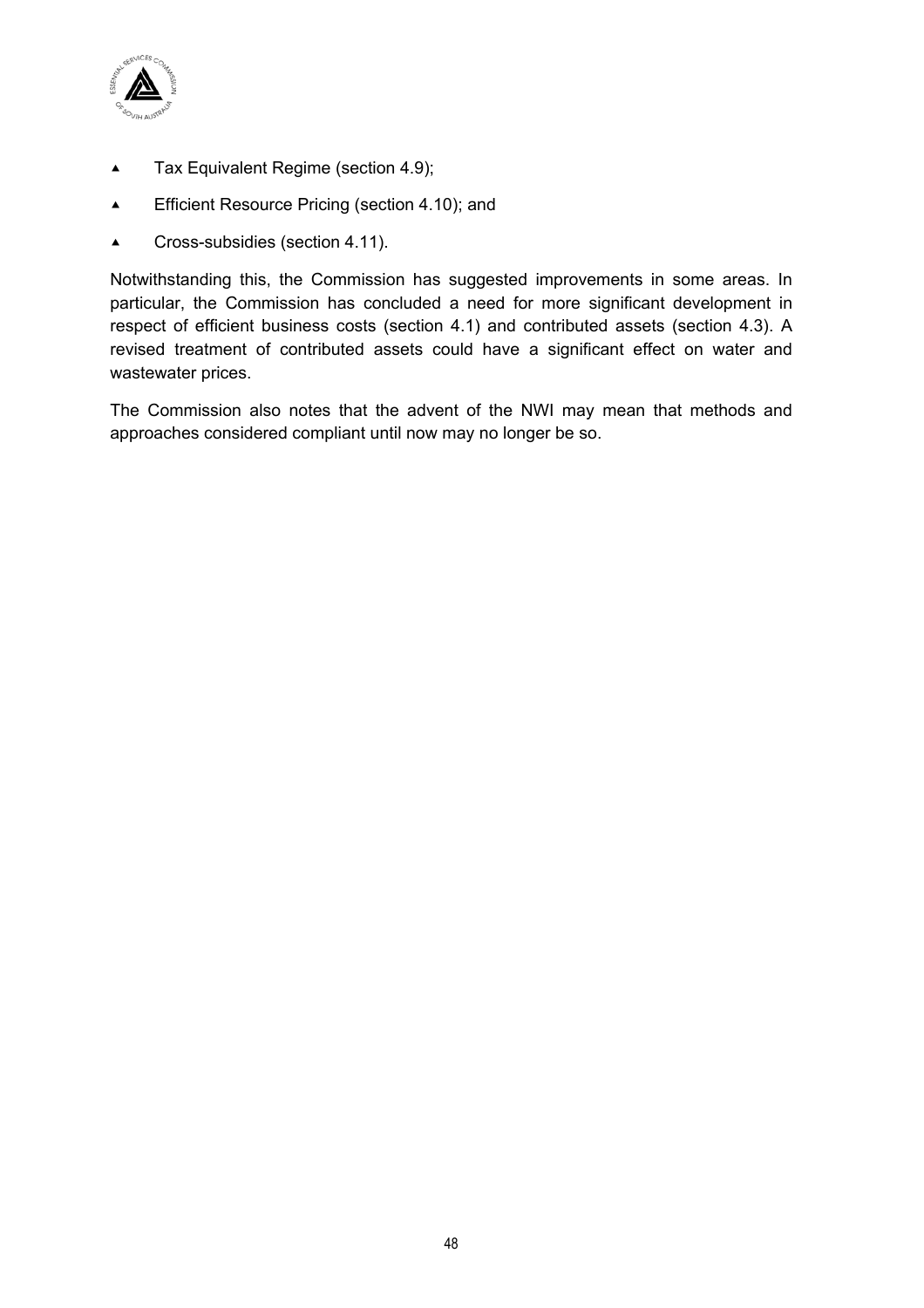- Tax Equivalent Regime (section 4.9);
- Efficient Resource Pricing (section 4.10); and
- Cross-subsidies (section 4.11).

Notwithstanding this, the Commission has suggested improvements in some areas. In particular, the Commission has concluded a need for more significant development in respect of efficient business costs (section 4.1) and contributed assets (section 4.3). A revised treatment of contributed assets could have a significant effect on water and wastewater prices.

The Commission also notes that the advent of the NWI may mean that methods and approaches considered compliant until now may no longer be so.